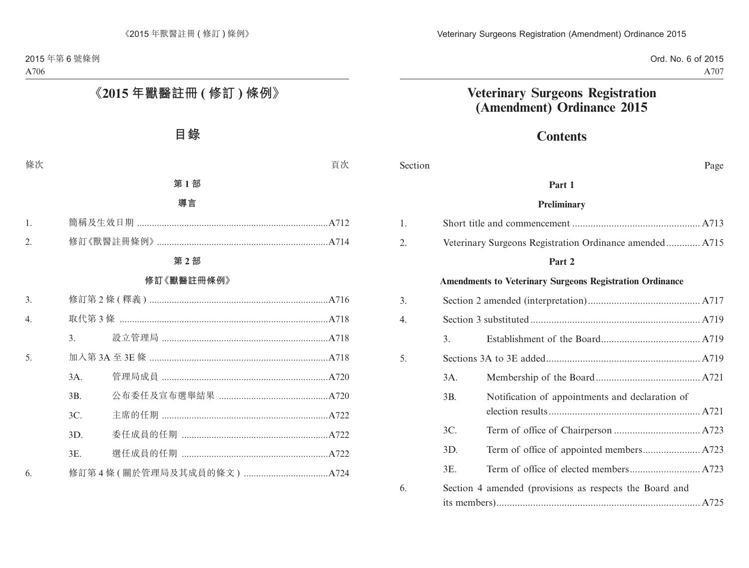# 《2015 年獸醫註冊 ( 修訂 ) 條例》

## 目錄

| 條次 | | | 頁次 |
|---|---|---|---|
| | | **第 1 部** | |
| | | **導言** | |
| 1. | 簡稱及生效日期 | | A712 |
| 2. | 修訂《獸醫註冊條例》 | | A714 |
| | | **第 2 部** | |
| | | **修訂《獸醫註冊條例》** | |
| 3. | 修訂第 2 條 ( 釋義 ) | | A716 |
| 4. | 取代第 3 條 | | A718 |
| | 3. | 設立管理局 | A718 |
| 5. | 加入第 3A 至 3E 條 | | A718 |
| | 3A. | 管理局成員 | A720 |
| | 3B. | 公布委任及宣布選舉結果 | A720 |
| | 3C. | 主席的任期 | A722 |
| | 3D. | 委任成員的任期 | A722 |
| | 3E. | 選任成員的任期 | A722 |
| 6. | 修訂第 4 條 ( 關於管理局及其成員的條文 ) | | A724 |

# Veterinary Surgeons Registration (Amendment) Ordinance 2015

## Contents

| Section | | | Page |
|---|---|---|---|
| | | **Part 1** | |
| | | **Preliminary** | |
| 1. | Short title and commencement | | A713 |
| 2. | Veterinary Surgeons Registration Ordinance amended | | A715 |
| | | **Part 2** | |
| | | **Amendments to Veterinary Surgeons Registration Ordinance** | |
| 3. | Section 2 amended (interpretation) | | A717 |
| 4. | Section 3 substituted | | A719 |
| | 3. | Establishment of the Board | A719 |
| 5. | Sections 3A to 3E added | | A719 |
| | 3A. | Membership of the Board | A721 |
| | 3B. | Notification of appointments and declaration of election results | A721 |
| | 3C. | Term of office of Chairperson | A723 |
| | 3D. | Term of office of appointed members | A723 |
| | 3E. | Term of office of elected members | A723 |
| 6. | Section 4 amended (provisions as respects the Board and its members) | | A725 |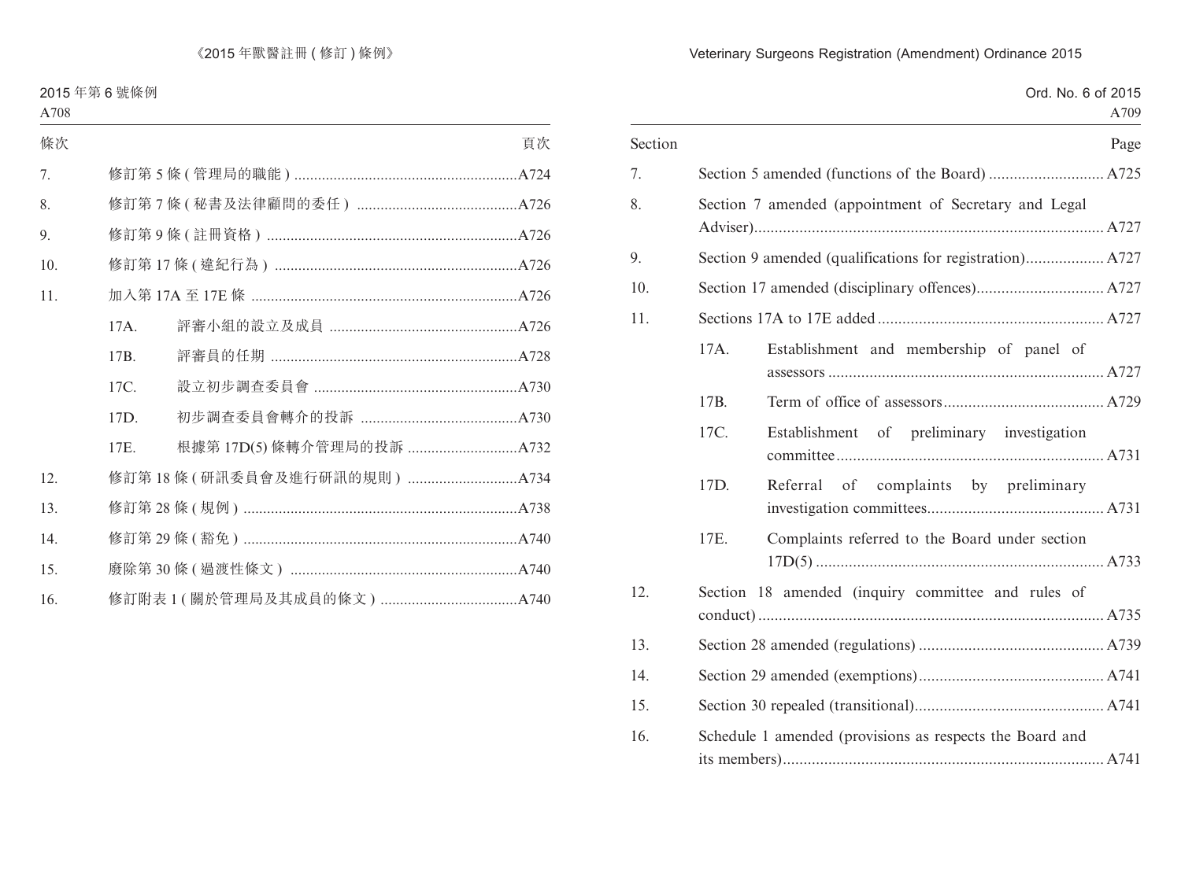| 條次 | | | 頁次 |
|---|---|---|---|
| 7. | 修訂第 5 條 ( 管理局的職能 ) | | A724 |
| 8. | 修訂第 7 條 ( 秘書及法律顧問的委任 ) | | A726 |
| 9. | 修訂第 9 條 ( 註冊資格 ) | | A726 |
| 10. | 修訂第 17 條 ( 違紀行為 ) | | A726 |
| 11. | 加入第 17A 至 17E 條 | | A726 |
| | 17A. | 評審小組的設立及成員 | A726 |
| | 17B. | 評審員的任期 | A728 |
| | 17C. | 設立初步調查委員會 | A730 |
| | 17D. | 初步調查委員會轉介的投訴 | A730 |
| | 17E. | 根據第 17D(5) 條轉介管理局的投訴 | A732 |
| 12. | 修訂第 18 條 ( 研訊委員會及進行研訊的規則 ) | | A734 |
| 13. | 修訂第 28 條 ( 規例 ) | | A738 |
| 14. | 修訂第 29 條 ( 豁免 ) | | A740 |
| 15. | 廢除第 30 條 ( 過渡性條文 ) | | A740 |
| 16. | 修訂附表 1 ( 關於管理局及其成員的條文 ) | | A740 |

| Section | | | Page |
|---|---|---|---|
| 7. | Section 5 amended (functions of the Board) | | A725 |
| 8. | Section 7 amended (appointment of Secretary and Legal Adviser) | | A727 |
| 9. | Section 9 amended (qualifications for registration) | | A727 |
| 10. | Section 17 amended (disciplinary offences) | | A727 |
| 11. | Sections 17A to 17E added | | A727 |
| | 17A. | Establishment and membership of panel of assessors | A727 |
| | 17B. | Term of office of assessors | A729 |
| | 17C. | Establishment of preliminary investigation committee | A731 |
| | 17D. | Referral of complaints by preliminary investigation committees | A731 |
| | 17E. | Complaints referred to the Board under section 17D(5) | A733 |
| 12. | Section 18 amended (inquiry committee and rules of conduct) | | A735 |
| 13. | Section 28 amended (regulations) | | A739 |
| 14. | Section 29 amended (exemptions) | | A741 |
| 15. | Section 30 repealed (transitional) | | A741 |
| 16. | Schedule 1 amended (provisions as respects the Board and its members) | | A741 |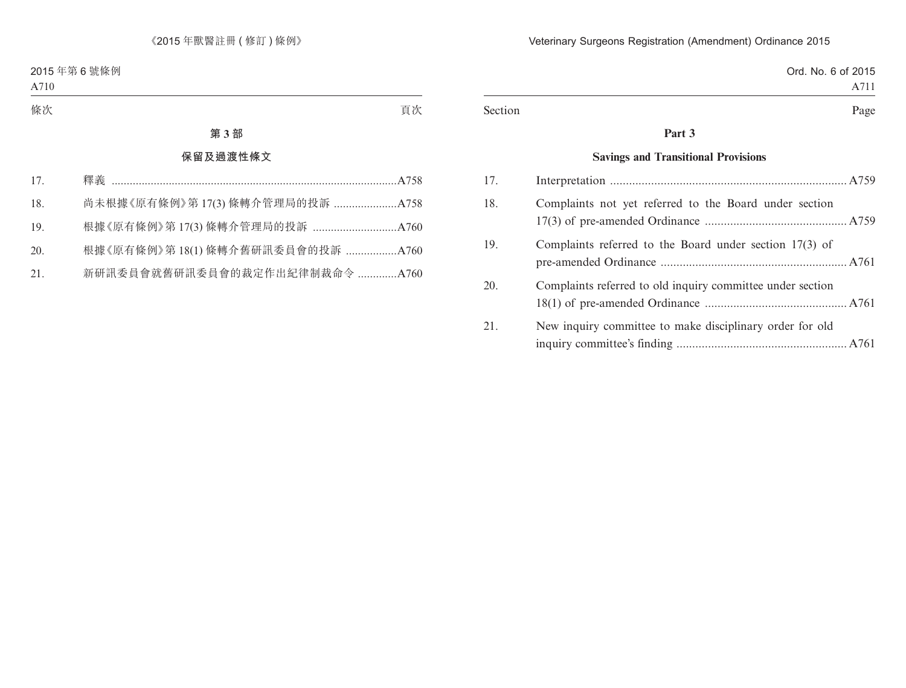| 條次 | | 頁次 |
|---|---|---|

**第 3 部**

**保留及過渡性條文**

| | | |
|---|---|---|
| 17. | 釋義 | A758 |
| 18. | 尚未根據《原有條例》第 17(3) 條轉介管理局的投訴 | A758 |
| 19. | 根據《原有條例》第 17(3) 條轉介管理局的投訴 | A760 |
| 20. | 根據《原有條例》第 18(1) 條轉介舊研訊委員會的投訴 | A760 |
| 21. | 新研訊委員會就舊研訊委員會的裁定作出紀律制裁命令 | A760 |

| Section | | Page |
|---|---|---|

**Part 3**

**Savings and Transitional Provisions**

| | | |
|---|---|---|
| 17. | Interpretation | A759 |
| 18. | Complaints not yet referred to the Board under section 17(3) of pre-amended Ordinance | A759 |
| 19. | Complaints referred to the Board under section 17(3) of pre-amended Ordinance | A761 |
| 20. | Complaints referred to old inquiry committee under section 18(1) of pre-amended Ordinance | A761 |
| 21. | New inquiry committee to make disciplinary order for old inquiry committee's finding | A761 |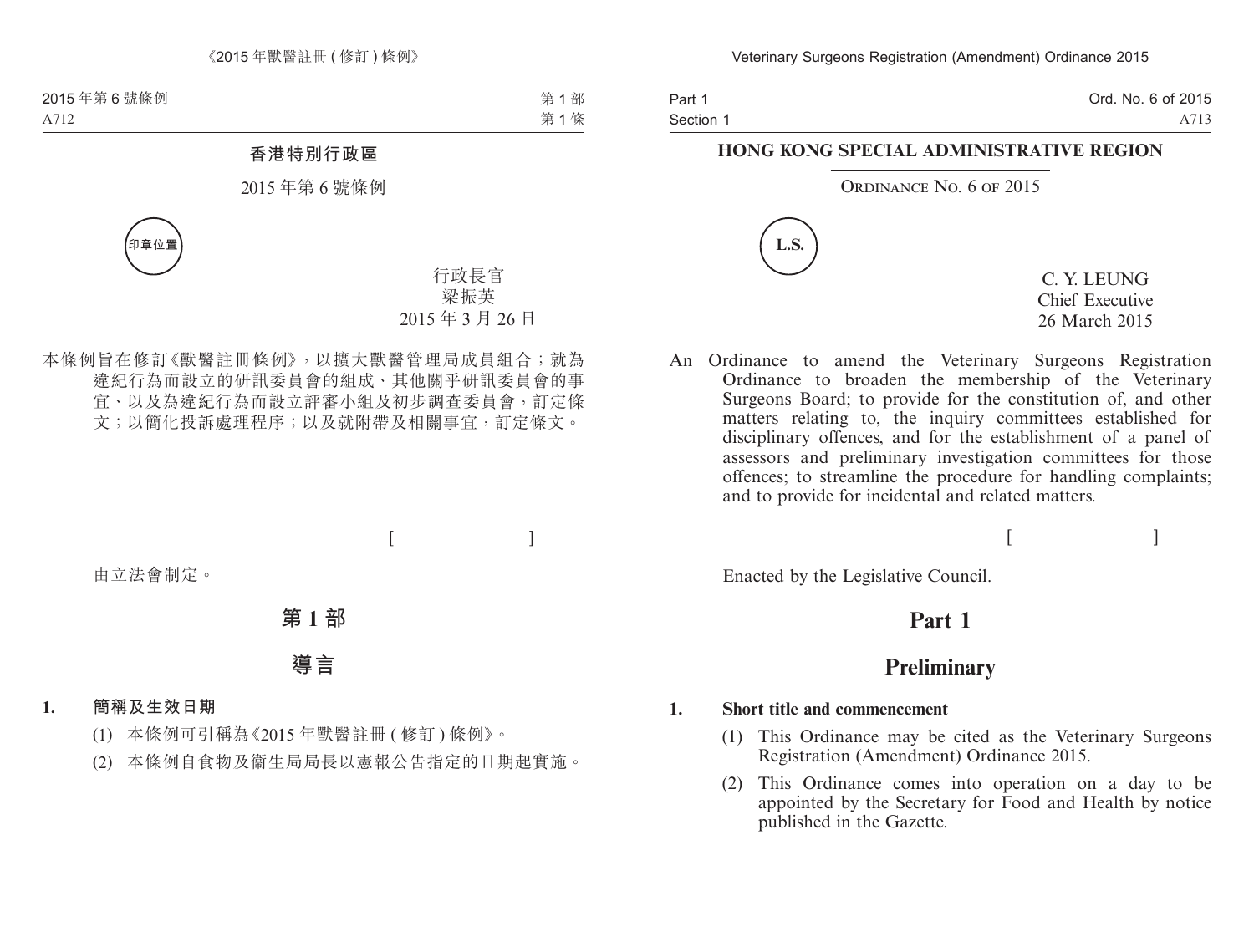# 香港特別行政區

## 2015 年第 6 號條例

印章位置

行政長官
梁振英
2015 年 3 月 26 日

本條例旨在修訂《獸醫註冊條例》，以擴大獸醫管理局成員組合；就為違紀行為而設立的研訊委員會的組成、其他關乎研訊委員會的事宜、以及為違紀行為而設立評審小組及初步調查委員會，訂定條文；以簡化投訴處理程序；以及就附帶及相關事宜，訂定條文。

[ ]

由立法會制定。

## 第 1 部

## 導言

**1. 簡稱及生效日期**

(1) 本條例可引稱為《2015 年獸醫註冊 (修訂) 條例》。

(2) 本條例自食物及衞生局局長以憲報公告指定的日期起實施。

# HONG KONG SPECIAL ADMINISTRATIVE REGION

## ORDINANCE NO. 6 OF 2015

L.S.

C. Y. LEUNG
Chief Executive
26 March 2015

An Ordinance to amend the Veterinary Surgeons Registration Ordinance to broaden the membership of the Veterinary Surgeons Board; to provide for the constitution of, and other matters relating to, the inquiry committees established for disciplinary offences, and for the establishment of a panel of assessors and preliminary investigation committees for those offences; to streamline the procedure for handling complaints; and to provide for incidental and related matters.

[ ]

Enacted by the Legislative Council.

## Part 1

## Preliminary

**1. Short title and commencement**

(1) This Ordinance may be cited as the Veterinary Surgeons Registration (Amendment) Ordinance 2015.

(2) This Ordinance comes into operation on a day to be appointed by the Secretary for Food and Health by notice published in the Gazette.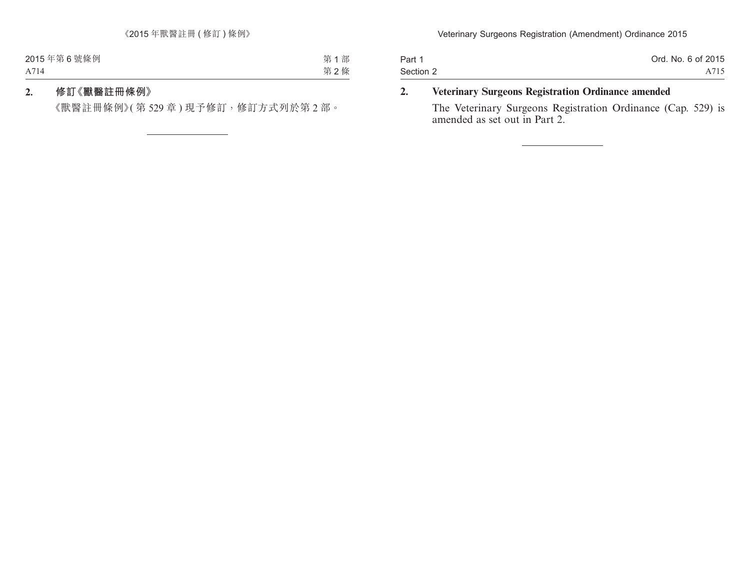## 2. 修訂《獸醫註冊條例》

《獸醫註冊條例》(第 529 章) 現予修訂，修訂方式列於第 2 部。

---

## 2. Veterinary Surgeons Registration Ordinance amended

The Veterinary Surgeons Registration Ordinance (Cap. 529) is amended as set out in Part 2.

---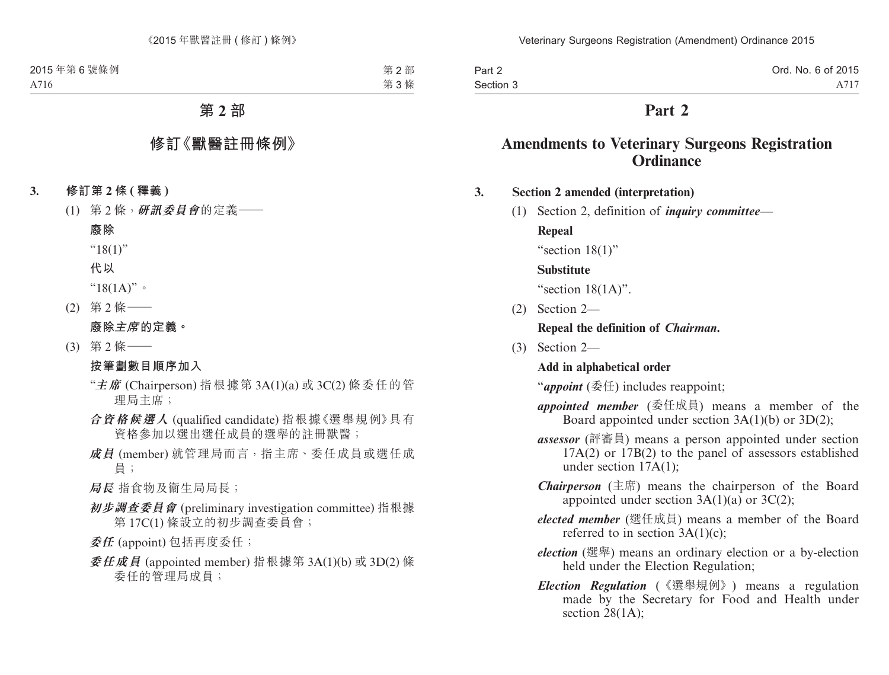# 第 2 部

## 修訂《獸醫註冊條例》

**3. 修訂第 2 條 (釋義)**

(1) 第 2 條，***研訊委員會***的定義——

**廢除**

“18(1)”

**代以**

“18(1A)”。

(2) 第 2 條——

**廢除*主席*的定義。**

(3) 第 2 條——

**按筆劃數目順序加入**

“***主席*** (Chairperson) 指根據第 3A(1)(a) 或 3C(2) 條委任的管理局主席；

***合資格候選人*** (qualified candidate) 指根據《選舉規例》具有資格參加以選出選任成員的選舉的註冊獸醫；

***成員*** (member) 就管理局而言，指主席、委任成員或選任成員；

***局長*** 指食物及衞生局局長；

***初步調查委員會*** (preliminary investigation committee) 指根據第 17C(1) 條設立的初步調查委員會；

***委任*** (appoint) 包括再度委任；

***委任成員*** (appointed member) 指根據第 3A(1)(b) 或 3D(2) 條委任的管理局成員；

# Part 2

## Amendments to Veterinary Surgeons Registration Ordinance

**3. Section 2 amended (interpretation)**

(1) Section 2, definition of ***inquiry committee***—

**Repeal**

“section 18(1)”

**Substitute**

“section 18(1A)”.

(2) Section 2—

**Repeal the definition of *Chairman*.**

(3) Section 2—

**Add in alphabetical order**

“***appoint*** (委任) includes reappoint;

***appointed member*** (委任成員) means a member of the Board appointed under section 3A(1)(b) or 3D(2);

***assessor*** (評審員) means a person appointed under section 17A(2) or 17B(2) to the panel of assessors established under section 17A(1);

***Chairperson*** (主席) means the chairperson of the Board appointed under section 3A(1)(a) or 3C(2);

***elected member*** (選任成員) means a member of the Board referred to in section 3A(1)(c);

***election*** (選舉) means an ordinary election or a by-election held under the Election Regulation;

***Election Regulation*** (《選舉規例》) means a regulation made by the Secretary for Food and Health under section 28(1A);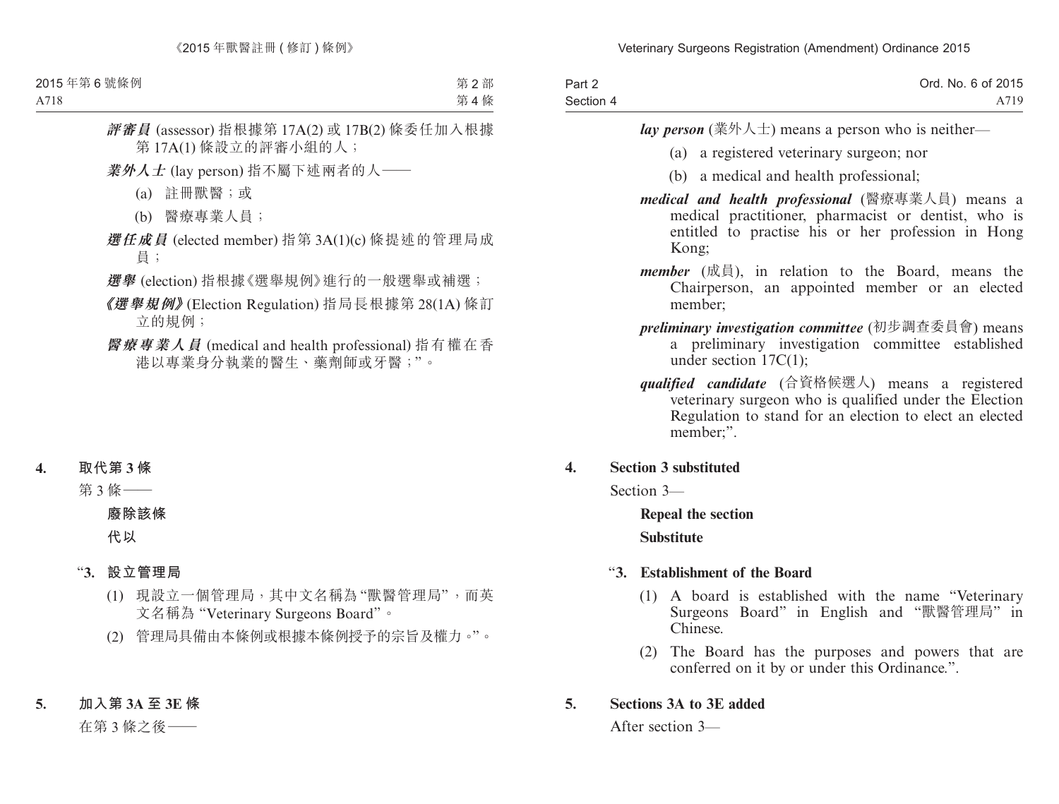***評審員*** (assessor) 指根據第 17A(2) 或 17B(2) 條委任加入根據第 17A(1) 條設立的評審小組的人；

***業外人士*** (lay person) 指不屬下述兩者的人——

(a) 註冊獸醫；或

(b) 醫療專業人員；

***選任成員*** (elected member) 指第 3A(1)(c) 條提述的管理局成員；

***選舉*** (election) 指根據《選舉規例》進行的一般選舉或補選；

***《選舉規例》*** (Election Regulation) 指局長根據第 28(1A) 條訂立的規例；

***醫療專業人員*** (medical and health professional) 指有權在香港以專業身分執業的醫生、藥劑師或牙醫；”。

**4. 取代第 3 條**

第 3 條——

**廢除該條**

**代以**

“**3. 設立管理局**

(1) 現設立一個管理局，其中文名稱為“獸醫管理局”，而英文名稱為“Veterinary Surgeons Board”。

(2) 管理局具備由本條例或根據本條例授予的宗旨及權力。”。

**5. 加入第 3A 至 3E 條**

在第 3 條之後——

***lay person*** (業外人士) means a person who is neither—

(a) a registered veterinary surgeon; nor

(b) a medical and health professional;

***medical and health professional*** (醫療專業人員) means a medical practitioner, pharmacist or dentist, who is entitled to practise his or her profession in Hong Kong;

***member*** (成員), in relation to the Board, means the Chairperson, an appointed member or an elected member;

***preliminary investigation committee*** (初步調查委員會) means a preliminary investigation committee established under section 17C(1);

***qualified candidate*** (合資格候選人) means a registered veterinary surgeon who is qualified under the Election Regulation to stand for an election to elect an elected member;”.

**4. Section 3 substituted**

Section 3—

**Repeal the section**

**Substitute**

“**3. Establishment of the Board**

(1) A board is established with the name “Veterinary Surgeons Board” in English and “獸醫管理局” in Chinese.

(2) The Board has the purposes and powers that are conferred on it by or under this Ordinance.”.

**5. Sections 3A to 3E added**

After section 3—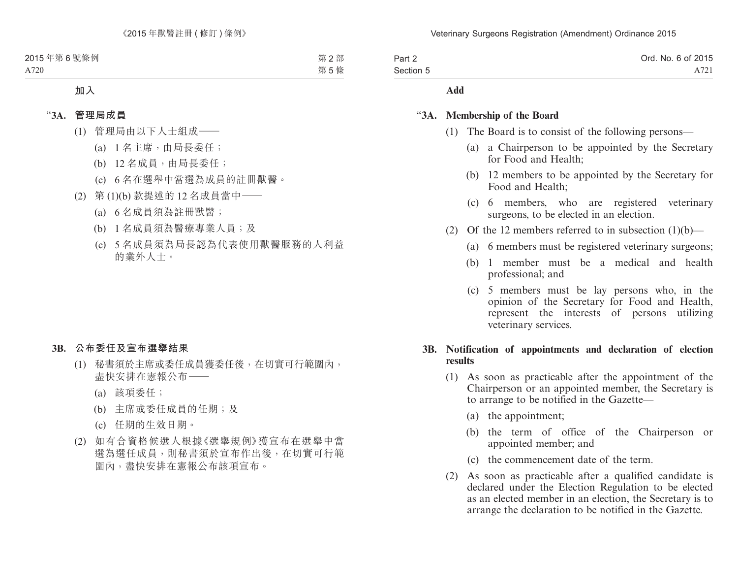加入

**“3A. 管理局成員**

(1) 管理局由以下人士組成——

(a) 1 名主席，由局長委任；

(b) 12 名成員，由局長委任；

(c) 6 名在選舉中當選為成員的註冊獸醫。

(2) 第 (1)(b) 款提述的 12 名成員當中——

(a) 6 名成員須為註冊獸醫；

(b) 1 名成員須為醫療專業人員；及

(c) 5 名成員須為局長認為代表使用獸醫服務的人利益的業外人士。

**3B. 公布委任及宣布選舉結果**

(1) 秘書須於主席或委任成員獲委任後，在切實可行範圍內，盡快安排在憲報公布——

(a) 該項委任；

(b) 主席或委任成員的任期；及

(c) 任期的生效日期。

(2) 如有合資格候選人根據《選舉規例》獲宣布在選舉中當選為選任成員，則秘書須於宣布作出後，在切實可行範圍內，盡快安排在憲報公布該項宣布。

**Add**

**“3A. Membership of the Board**

(1) The Board is to consist of the following persons—

(a) a Chairperson to be appointed by the Secretary for Food and Health;

(b) 12 members to be appointed by the Secretary for Food and Health;

(c) 6 members, who are registered veterinary surgeons, to be elected in an election.

(2) Of the 12 members referred to in subsection (1)(b)—

(a) 6 members must be registered veterinary surgeons;

(b) 1 member must be a medical and health professional; and

(c) 5 members must be lay persons who, in the opinion of the Secretary for Food and Health, represent the interests of persons utilizing veterinary services.

**3B. Notification of appointments and declaration of election results**

(1) As soon as practicable after the appointment of the Chairperson or an appointed member, the Secretary is to arrange to be notified in the Gazette—

(a) the appointment;

(b) the term of office of the Chairperson or appointed member; and

(c) the commencement date of the term.

(2) As soon as practicable after a qualified candidate is declared under the Election Regulation to be elected as an elected member in an election, the Secretary is to arrange the declaration to be notified in the Gazette.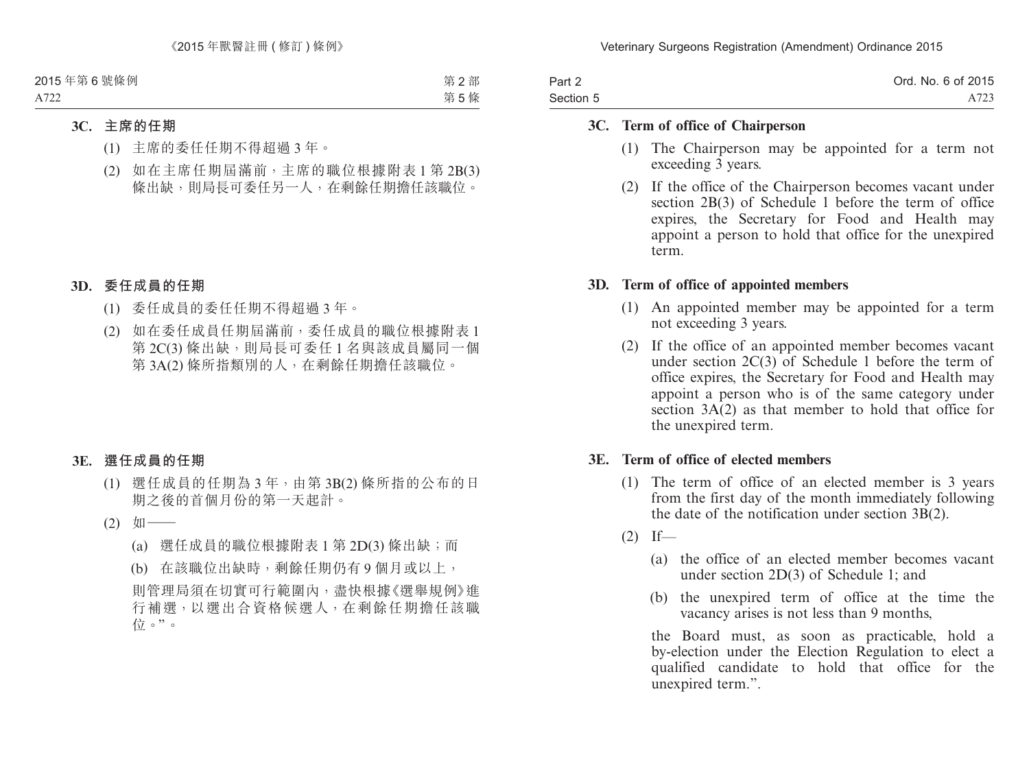### 3C. 主席的任期

(1) 主席的委任任期不得超過 3 年。

(2) 如在主席任期屆滿前，主席的職位根據附表 1 第 2B(3) 條出缺，則局長可委任另一人，在剩餘任期擔任該職位。

### 3D. 委任成員的任期

(1) 委任成員的委任任期不得超過 3 年。

(2) 如在委任成員任期屆滿前，委任成員的職位根據附表 1 第 2C(3) 條出缺，則局長可委任 1 名與該成員屬同一個第 3A(2) 條所指類別的人，在剩餘任期擔任該職位。

### 3E. 選任成員的任期

(1) 選任成員的任期為 3 年，由第 3B(2) 條所指的公布的日期之後的首個月份的第一天起計。

(2) 如——

(a) 選任成員的職位根據附表 1 第 2D(3) 條出缺；而

(b) 在該職位出缺時，剩餘任期仍有 9 個月或以上，

則管理局須在切實可行範圍內，盡快根據《選舉規例》進行補選，以選出合資格候選人，在剩餘任期擔任該職位。”。

### 3C. Term of office of Chairperson

(1) The Chairperson may be appointed for a term not exceeding 3 years.

(2) If the office of the Chairperson becomes vacant under section 2B(3) of Schedule 1 before the term of office expires, the Secretary for Food and Health may appoint a person to hold that office for the unexpired term.

### 3D. Term of office of appointed members

(1) An appointed member may be appointed for a term not exceeding 3 years.

(2) If the office of an appointed member becomes vacant under section 2C(3) of Schedule 1 before the term of office expires, the Secretary for Food and Health may appoint a person who is of the same category under section 3A(2) as that member to hold that office for the unexpired term.

### 3E. Term of office of elected members

(1) The term of office of an elected member is 3 years from the first day of the month immediately following the date of the notification under section 3B(2).

(2) If—

(a) the office of an elected member becomes vacant under section 2D(3) of Schedule 1; and

(b) the unexpired term of office at the time the vacancy arises is not less than 9 months,

the Board must, as soon as practicable, hold a by-election under the Election Regulation to elect a qualified candidate to hold that office for the unexpired term.”.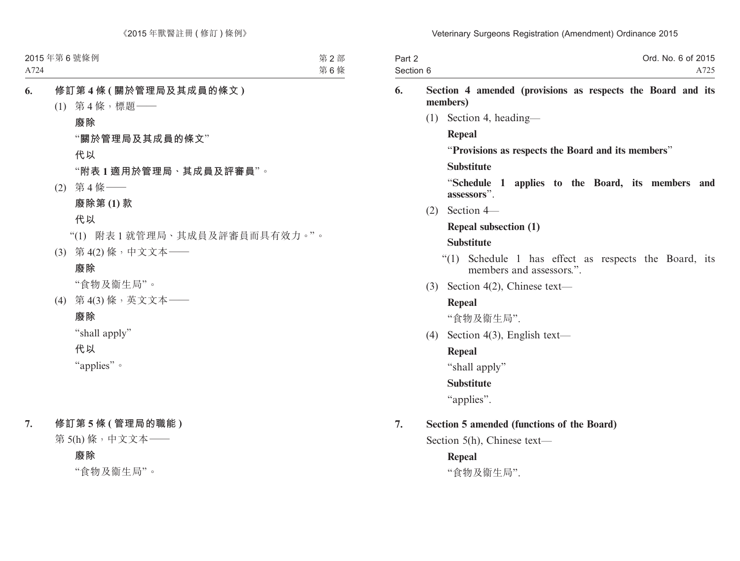**6. 修訂第 4 條 (關於管理局及其成員的條文)**

(1) 第 4 條，標題——

**廢除**

“**關於管理局及其成員的條文**”

**代以**

“**附表 1 適用於管理局、其成員及評審員**”。

(2) 第 4 條——

**廢除第 (1) 款**

**代以**

“(1) 附表 1 就管理局、其成員及評審員而具有效力。”。

(3) 第 4(2) 條，中文文本——

**廢除**

“食物及衞生局”。

(4) 第 4(3) 條，英文文本——

**廢除**

“shall apply”

**代以**

“applies”。

**7. 修訂第 5 條 (管理局的職能)**

第 5(h) 條，中文文本——

**廢除**

“食物及衞生局”。

**6. Section 4 amended (provisions as respects the Board and its members)**

(1) Section 4, heading—

**Repeal**

“**Provisions as respects the Board and its members**”

**Substitute**

“**Schedule 1 applies to the Board, its members and assessors**”.

(2) Section 4—

**Repeal subsection (1)**

**Substitute**

“(1) Schedule 1 has effect as respects the Board, its members and assessors.”.

(3) Section 4(2), Chinese text—

**Repeal**

“食物及衞生局”.

(4) Section 4(3), English text—

**Repeal**

“shall apply”

**Substitute**

“applies”.

**7. Section 5 amended (functions of the Board)**

Section 5(h), Chinese text—

**Repeal**

“食物及衞生局”.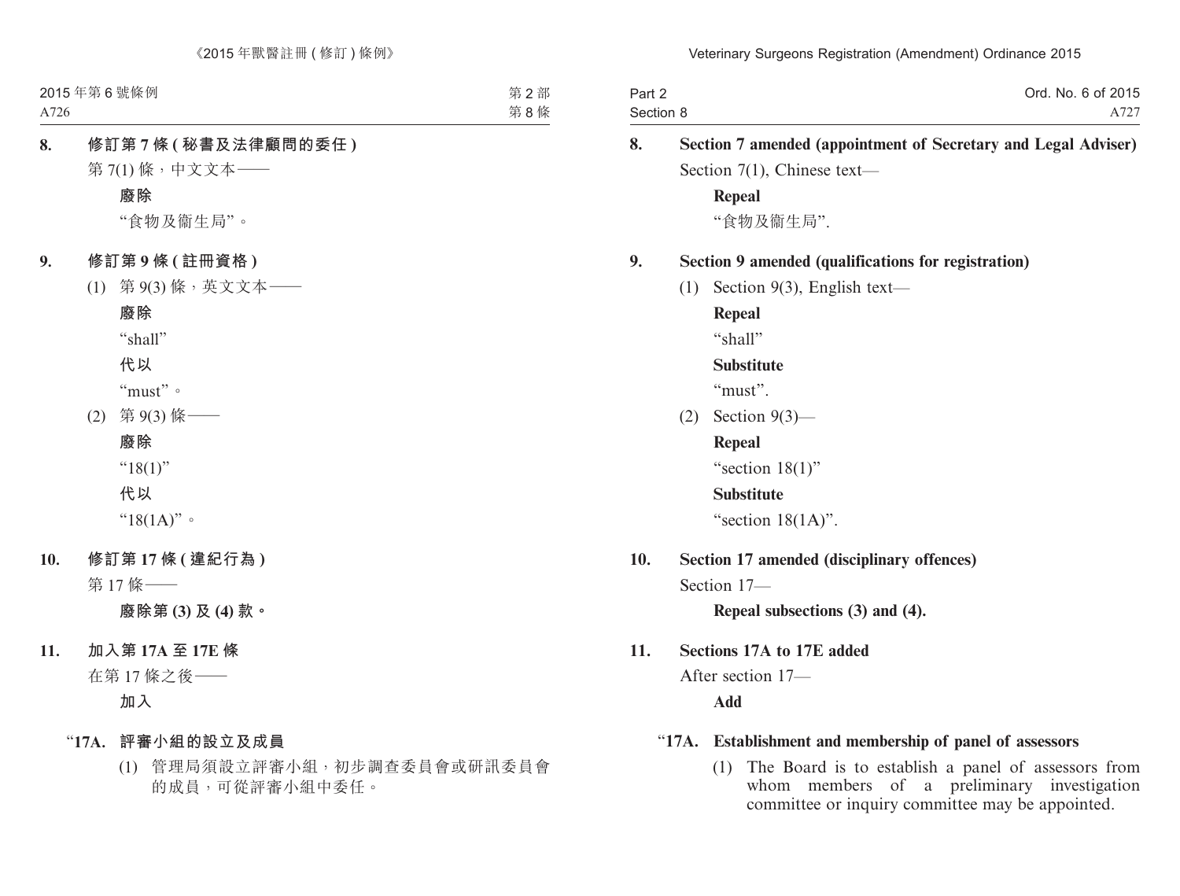**8. 修訂第 7 條 (秘書及法律顧問的委任)**

第 7(1) 條，中文文本——

**廢除**

"食物及衞生局"。

**9. 修訂第 9 條 (註冊資格)**

(1) 第 9(3) 條，英文文本——

**廢除**

"shall"

**代以**

"must"。

(2) 第 9(3) 條——

**廢除**

"18(1)"

**代以**

"18(1A)"。

**10. 修訂第 17 條 (違紀行為)**

第 17 條——

**廢除第 (3) 及 (4) 款。**

**11. 加入第 17A 至 17E 條**

在第 17 條之後——

**加入**

"**17A. 評審小組的設立及成員**

(1) 管理局須設立評審小組，初步調查委員會或研訊委員會的成員，可從評審小組中委任。

---

**8. Section 7 amended (appointment of Secretary and Legal Adviser)**

Section 7(1), Chinese text—

**Repeal**

"食物及衞生局".

**9. Section 9 amended (qualifications for registration)**

(1) Section 9(3), English text—

**Repeal**

"shall"

**Substitute**

"must".

(2) Section 9(3)—

**Repeal**

"section 18(1)"

**Substitute**

"section 18(1A)".

**10. Section 17 amended (disciplinary offences)**

Section 17—

**Repeal subsections (3) and (4).**

**11. Sections 17A to 17E added**

After section 17—

**Add**

"**17A. Establishment and membership of panel of assessors**

(1) The Board is to establish a panel of assessors from whom members of a preliminary investigation committee or inquiry committee may be appointed.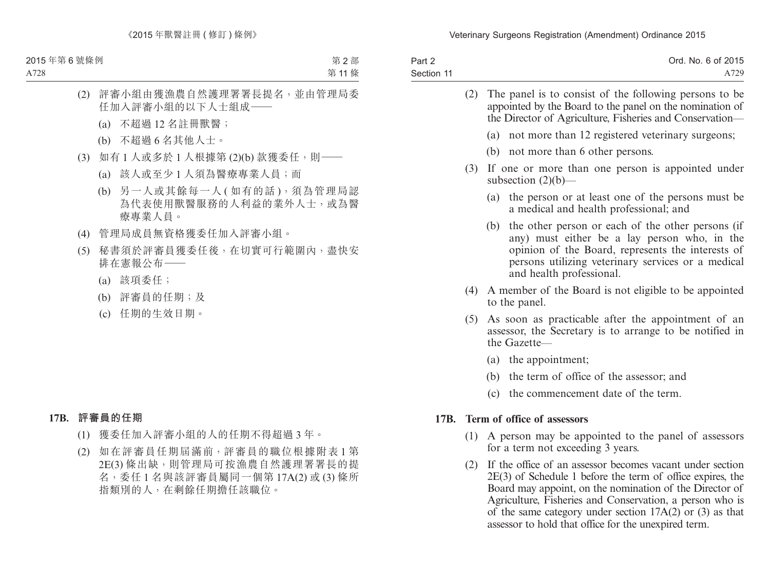(2) 評審小組由獲漁農自然護理署署長提名，並由管理局委任加入評審小組的以下人士組成——

(a) 不超過 12 名註冊獸醫；

(b) 不超過 6 名其他人士。

(3) 如有 1 人或多於 1 人根據第 (2)(b) 款獲委任，則——

(a) 該人或至少 1 人須為醫療專業人員；而

(b) 另一人或其餘每一人 ( 如有的話 )，須為管理局認為代表使用獸醫服務的人利益的業外人士，或為醫療專業人員。

(4) 管理局成員無資格獲委任加入評審小組。

(5) 秘書須於評審員獲委任後，在切實可行範圍內，盡快安排在憲報公布——

(a) 該項委任；

(b) 評審員的任期；及

(c) 任期的生效日期。

**17B. 評審員的任期**

(1) 獲委任加入評審小組的人的任期不得超過 3 年。

(2) 如在評審員任期屆滿前，評審員的職位根據附表 1 第 2E(3) 條出缺，則管理局可按漁農自然護理署署長的提名，委任 1 名與該評審員屬同一個第 17A(2) 或 (3) 條所指類別的人，在剩餘任期擔任該職位。

(2) The panel is to consist of the following persons to be appointed by the Board to the panel on the nomination of the Director of Agriculture, Fisheries and Conservation—

(a) not more than 12 registered veterinary surgeons;

(b) not more than 6 other persons.

(3) If one or more than one person is appointed under subsection (2)(b)—

(a) the person or at least one of the persons must be a medical and health professional; and

(b) the other person or each of the other persons (if any) must either be a lay person who, in the opinion of the Board, represents the interests of persons utilizing veterinary services or a medical and health professional.

(4) A member of the Board is not eligible to be appointed to the panel.

(5) As soon as practicable after the appointment of an assessor, the Secretary is to arrange to be notified in the Gazette—

(a) the appointment;

(b) the term of office of the assessor; and

(c) the commencement date of the term.

**17B. Term of office of assessors**

(1) A person may be appointed to the panel of assessors for a term not exceeding 3 years.

(2) If the office of an assessor becomes vacant under section 2E(3) of Schedule 1 before the term of office expires, the Board may appoint, on the nomination of the Director of Agriculture, Fisheries and Conservation, a person who is of the same category under section 17A(2) or (3) as that assessor to hold that office for the unexpired term.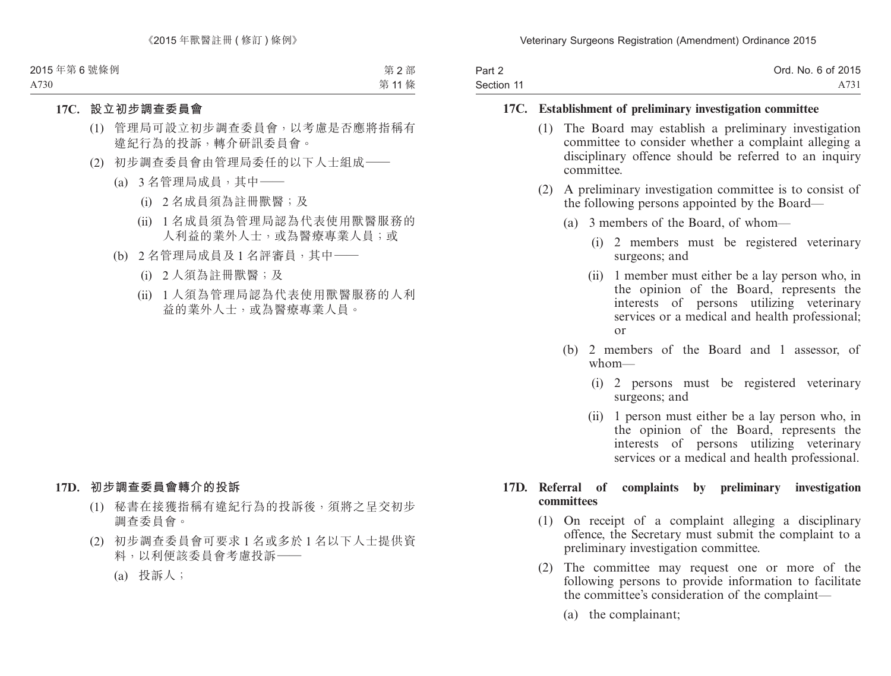**17C. 設立初步調查委員會**

(1) 管理局可設立初步調查委員會，以考慮是否應將指稱有違紀行為的投訴，轉介研訊委員會。

(2) 初步調查委員會由管理局委任的以下人士組成——

(a) 3 名管理局成員，其中——

(i) 2 名成員須為註冊獸醫；及

(ii) 1 名成員須為管理局認為代表使用獸醫服務的人利益的業外人士，或為醫療專業人員；或

(b) 2 名管理局成員及 1 名評審員，其中——

(i) 2 人須為註冊獸醫；及

(ii) 1 人須為管理局認為代表使用獸醫服務的人利益的業外人士，或為醫療專業人員。

**17D. 初步調查委員會轉介的投訴**

(1) 秘書在接獲指稱有違紀行為的投訴後，須將之呈交初步調查委員會。

(2) 初步調查委員會可要求 1 名或多於 1 名以下人士提供資料，以利便該委員會考慮投訴——

(a) 投訴人；

**17C. Establishment of preliminary investigation committee**

(1) The Board may establish a preliminary investigation committee to consider whether a complaint alleging a disciplinary offence should be referred to an inquiry committee.

(2) A preliminary investigation committee is to consist of the following persons appointed by the Board—

(a) 3 members of the Board, of whom—

(i) 2 members must be registered veterinary surgeons; and

(ii) 1 member must either be a lay person who, in the opinion of the Board, represents the interests of persons utilizing veterinary services or a medical and health professional; or

(b) 2 members of the Board and 1 assessor, of whom—

(i) 2 persons must be registered veterinary surgeons; and

(ii) 1 person must either be a lay person who, in the opinion of the Board, represents the interests of persons utilizing veterinary services or a medical and health professional.

**17D. Referral of complaints by preliminary investigation committees**

(1) On receipt of a complaint alleging a disciplinary offence, the Secretary must submit the complaint to a preliminary investigation committee.

(2) The committee may request one or more of the following persons to provide information to facilitate the committee's consideration of the complaint—

(a) the complainant;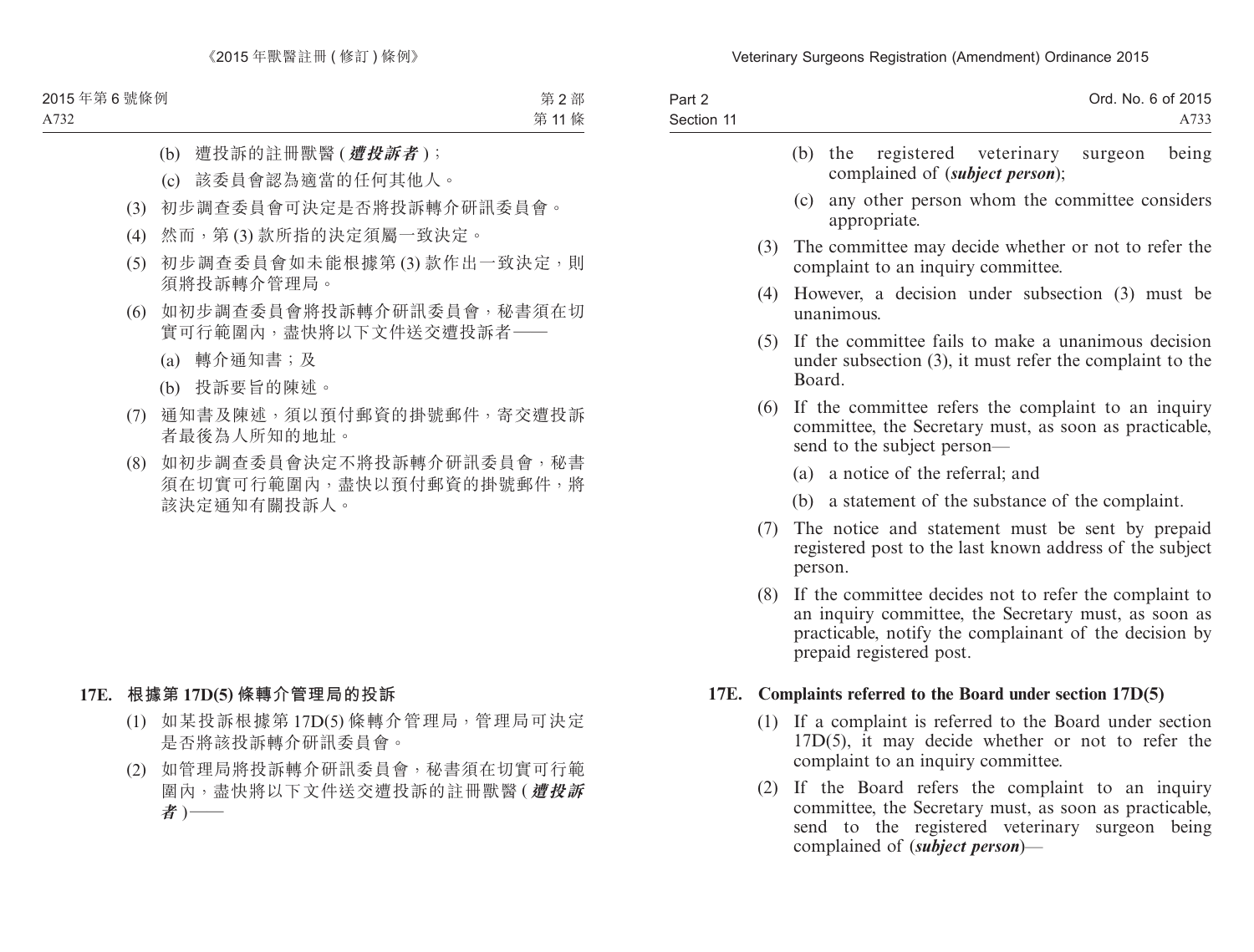(b) 遭投訴的註冊獸醫 (***遭投訴者***)；

(c) 該委員會認為適當的任何其他人。

(3) 初步調查委員會可決定是否將投訴轉介研訊委員會。

(4) 然而，第 (3) 款所指的決定須屬一致決定。

(5) 初步調查委員會如未能根據第 (3) 款作出一致決定，則須將投訴轉介管理局。

(6) 如初步調查委員會將投訴轉介研訊委員會，秘書須在切實可行範圍內，盡快將以下文件送交遭投訴者——

(a) 轉介通知書；及

(b) 投訴要旨的陳述。

(7) 通知書及陳述，須以預付郵資的掛號郵件，寄交遭投訴者最後為人所知的地址。

(8) 如初步調查委員會決定不將投訴轉介研訊委員會，秘書須在切實可行範圍內，盡快以預付郵資的掛號郵件，將該決定通知有關投訴人。

**17E. 根據第 17D(5) 條轉介管理局的投訴**

(1) 如某投訴根據第 17D(5) 條轉介管理局，管理局可決定是否將該投訴轉介研訊委員會。

(2) 如管理局將投訴轉介研訊委員會，秘書須在切實可行範圍內，盡快將以下文件送交遭投訴的註冊獸醫 (***遭投訴者***)——

(b) the registered veterinary surgeon being complained of (***subject person***);

(c) any other person whom the committee considers appropriate.

(3) The committee may decide whether or not to refer the complaint to an inquiry committee.

(4) However, a decision under subsection (3) must be unanimous.

(5) If the committee fails to make a unanimous decision under subsection (3), it must refer the complaint to the Board.

(6) If the committee refers the complaint to an inquiry committee, the Secretary must, as soon as practicable, send to the subject person—

(a) a notice of the referral; and

(b) a statement of the substance of the complaint.

(7) The notice and statement must be sent by prepaid registered post to the last known address of the subject person.

(8) If the committee decides not to refer the complaint to an inquiry committee, the Secretary must, as soon as practicable, notify the complainant of the decision by prepaid registered post.

**17E. Complaints referred to the Board under section 17D(5)**

(1) If a complaint is referred to the Board under section 17D(5), it may decide whether or not to refer the complaint to an inquiry committee.

(2) If the Board refers the complaint to an inquiry committee, the Secretary must, as soon as practicable, send to the registered veterinary surgeon being complained of (***subject person***)—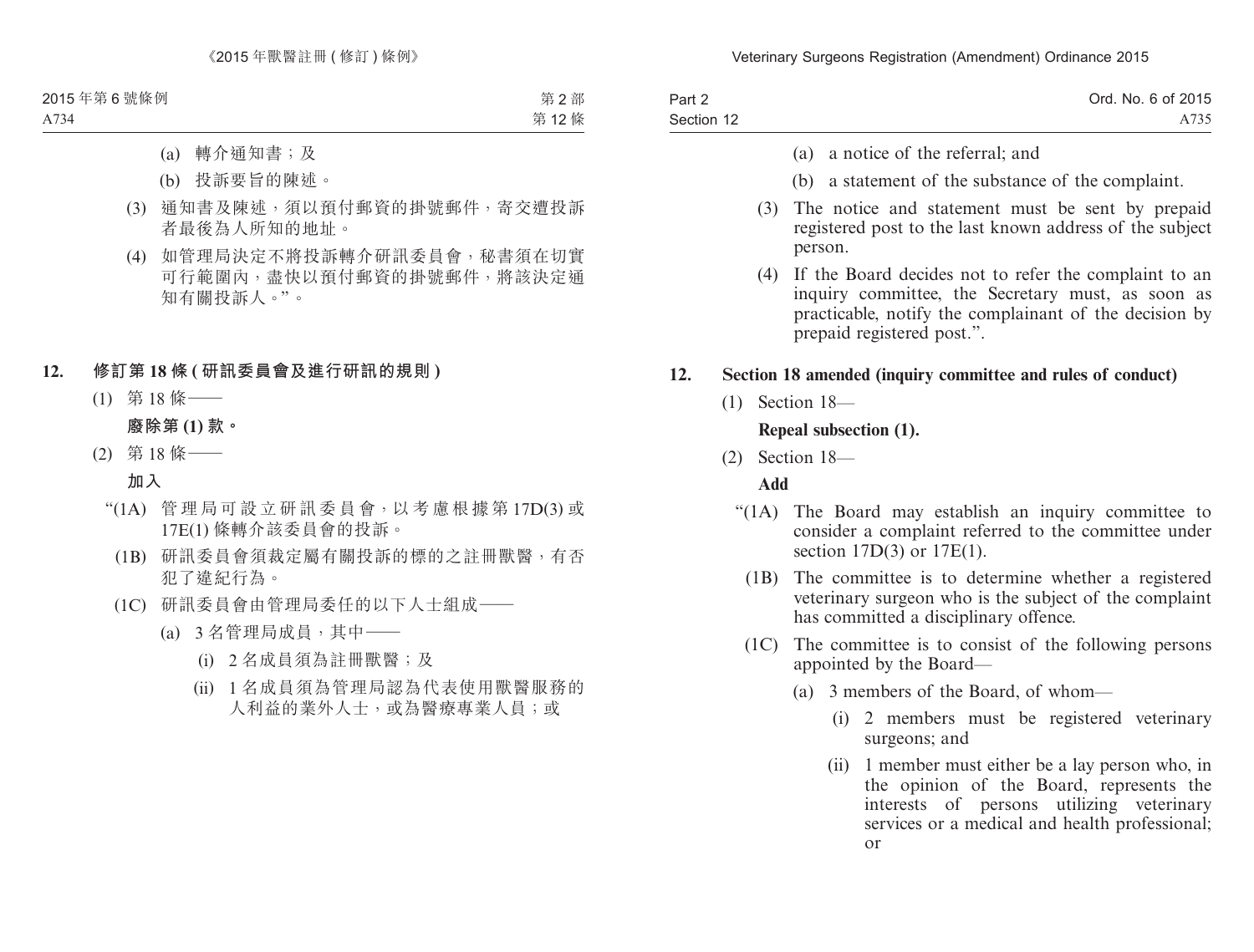(a) 轉介通知書；及

(b) 投訴要旨的陳述。

(3) 通知書及陳述，須以預付郵資的掛號郵件，寄交遭投訴者最後為人所知的地址。

(4) 如管理局決定不將投訴轉介研訊委員會，秘書須在切實可行範圍內，盡快以預付郵資的掛號郵件，將該決定通知有關投訴人。”。

## 12. 修訂第 18 條 (研訊委員會及進行研訊的規則)

(1) 第 18 條——

**廢除第 (1) 款。**

(2) 第 18 條——

**加入**

“(1A) 管理局可設立研訊委員會，以考慮根據第 17D(3) 或 17E(1) 條轉介該委員會的投訴。

(1B) 研訊委員會須裁定屬有關投訴的標的之註冊獸醫，有否犯了違紀行為。

(1C) 研訊委員會由管理局委任的以下人士組成——

(a) 3 名管理局成員，其中——

(i) 2 名成員須為註冊獸醫；及

(ii) 1 名成員須為管理局認為代表使用獸醫服務的人利益的業外人士，或為醫療專業人員；或

(a) a notice of the referral; and

(b) a statement of the substance of the complaint.

(3) The notice and statement must be sent by prepaid registered post to the last known address of the subject person.

(4) If the Board decides not to refer the complaint to an inquiry committee, the Secretary must, as soon as practicable, notify the complainant of the decision by prepaid registered post.”.

## 12. Section 18 amended (inquiry committee and rules of conduct)

(1) Section 18—

**Repeal subsection (1).**

(2) Section 18—

**Add**

“(1A) The Board may establish an inquiry committee to consider a complaint referred to the committee under section 17D(3) or 17E(1).

(1B) The committee is to determine whether a registered veterinary surgeon who is the subject of the complaint has committed a disciplinary offence.

(1C) The committee is to consist of the following persons appointed by the Board—

(a) 3 members of the Board, of whom—

(i) 2 members must be registered veterinary surgeons; and

(ii) 1 member must either be a lay person who, in the opinion of the Board, represents the interests of persons utilizing veterinary services or a medical and health professional; or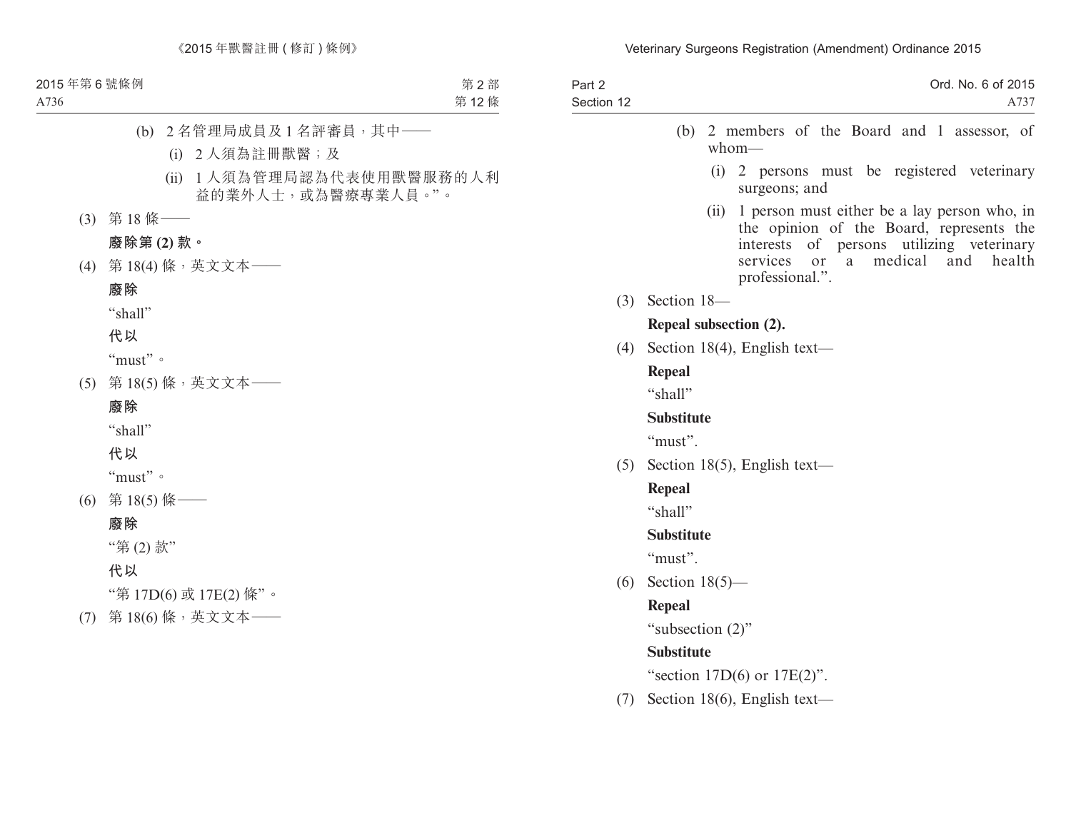(b) 2 名管理局成員及 1 名評審員，其中——

(i) 2 人須為註冊獸醫；及

(ii) 1 人須為管理局認為代表使用獸醫服務的人利益的業外人士，或為醫療專業人員。”。

(3) 第 18 條——

**廢除第 (2) 款。**

(4) 第 18(4) 條，英文文本——

**廢除**

“shall”

**代以**

“must”。

(5) 第 18(5) 條，英文文本——

**廢除**

“shall”

**代以**

“must”。

(6) 第 18(5) 條——

**廢除**

“第 (2) 款”

**代以**

“第 17D(6) 或 17E(2) 條”。

(7) 第 18(6) 條，英文文本——

(b) 2 members of the Board and 1 assessor, of whom—

(i) 2 persons must be registered veterinary surgeons; and

(ii) 1 person must either be a lay person who, in the opinion of the Board, represents the interests of persons utilizing veterinary services or a medical and health professional.”.

(3) Section 18—

**Repeal subsection (2).**

(4) Section 18(4), English text—

**Repeal**

“shall”

**Substitute**

“must”.

(5) Section 18(5), English text—

**Repeal**

“shall”

**Substitute**

“must”.

(6) Section 18(5)—

**Repeal**

“subsection (2)”

**Substitute**

“section 17D(6) or 17E(2)”.

(7) Section 18(6), English text—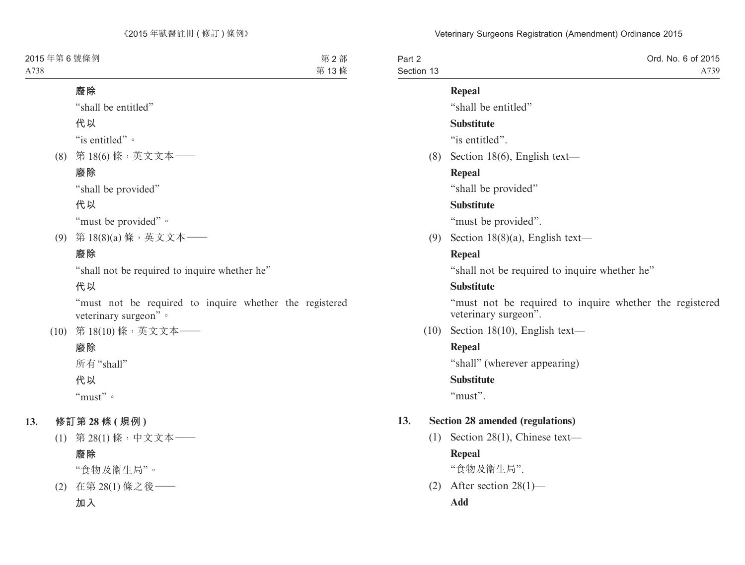**廢除**

"shall be entitled"

**代以**

"is entitled"。

(8) 第 18(6) 條，英文文本——

**廢除**

"shall be provided"

**代以**

"must be provided"。

(9) 第 18(8)(a) 條，英文文本——

**廢除**

"shall not be required to inquire whether he"

**代以**

"must not be required to inquire whether the registered veterinary surgeon"。

(10) 第 18(10) 條，英文文本——

**廢除**

所有 "shall"

**代以**

"must"。

**13. 修訂第 28 條 (規例)**

(1) 第 28(1) 條，中文文本——

**廢除**

"食物及衞生局"。

(2) 在第 28(1) 條之後——

**加入**

**Repeal**

"shall be entitled"

**Substitute**

"is entitled".

(8) Section 18(6), English text—

**Repeal**

"shall be provided"

**Substitute**

"must be provided".

(9) Section 18(8)(a), English text—

**Repeal**

"shall not be required to inquire whether he"

**Substitute**

"must not be required to inquire whether the registered veterinary surgeon".

(10) Section 18(10), English text—

**Repeal**

"shall" (wherever appearing)

**Substitute**

"must".

**13. Section 28 amended (regulations)**

(1) Section 28(1), Chinese text—

**Repeal**

"食物及衞生局".

(2) After section 28(1)—

**Add**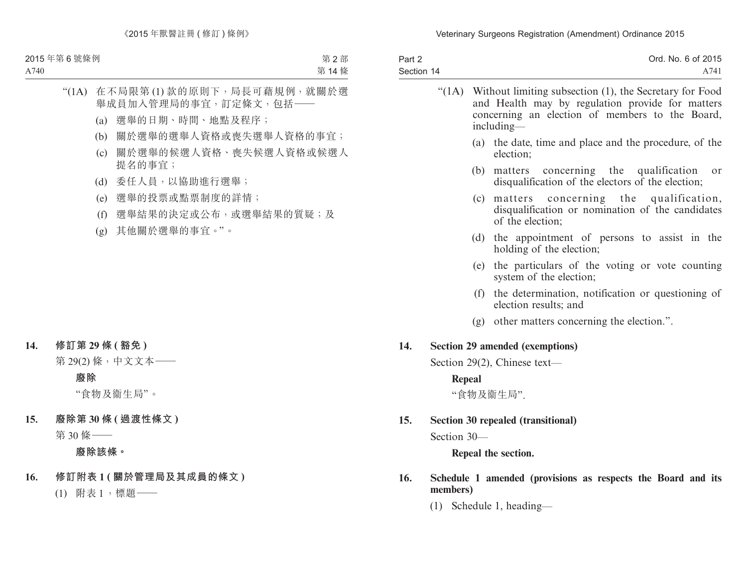“(1A) 在不局限第 (1) 款的原則下，局長可藉規例，就關於選舉成員加入管理局的事宜，訂定條文，包括——

(a) 選舉的日期、時間、地點及程序；

(b) 關於選舉的選舉人資格或喪失選舉人資格的事宜；

(c) 關於選舉的候選人資格、喪失候選人資格或候選人提名的事宜；

(d) 委任人員，以協助進行選舉；

(e) 選舉的投票或點票制度的詳情；

(f) 選舉結果的決定或公布，或選舉結果的質疑；及

(g) 其他關於選舉的事宜。”。

**14. 修訂第 29 條 (豁免)**

第 29(2) 條，中文文本——

**廢除**

“食物及衞生局”。

**15. 廢除第 30 條 (過渡性條文)**

第 30 條——

**廢除該條。**

**16. 修訂附表 1 (關於管理局及其成員的條文)**

(1) 附表 1，標題——

“(1A) Without limiting subsection (1), the Secretary for Food and Health may by regulation provide for matters concerning an election of members to the Board, including—

(a) the date, time and place and the procedure, of the election;

(b) matters concerning the qualification or disqualification of the electors of the election;

(c) matters concerning the qualification, disqualification or nomination of the candidates of the election;

(d) the appointment of persons to assist in the holding of the election;

(e) the particulars of the voting or vote counting system of the election;

(f) the determination, notification or questioning of election results; and

(g) other matters concerning the election.”.

**14. Section 29 amended (exemptions)**

Section 29(2), Chinese text—

**Repeal**

“食物及衞生局”.

**15. Section 30 repealed (transitional)**

Section 30—

**Repeal the section.**

**16. Schedule 1 amended (provisions as respects the Board and its members)**

(1) Schedule 1, heading—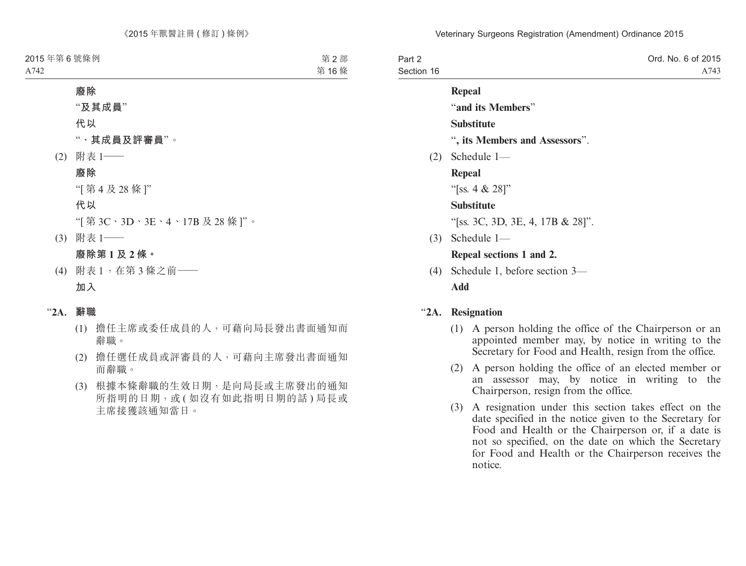**廢除**

“**及其成員**”

**代以**

“**、其成員及評審員**”。

(2) 附表 1——

**廢除**

“[ 第 4 及 28 條 ]”

**代以**

“[ 第 3C、3D、3E、4、17B 及 28 條 ]”。

(3) 附表 1——

**廢除第 1 及 2 條。**

(4) 附表 1，在第 3 條之前——

**加入**

“**2A. 辭職**

(1) 擔任主席或委任成員的人，可藉向局長發出書面通知而辭職。

(2) 擔任選任成員或評審員的人，可藉向主席發出書面通知而辭職。

(3) 根據本條辭職的生效日期，是向局長或主席發出的通知所指明的日期，或 ( 如沒有如此指明日期的話 ) 局長或主席接獲該通知當日。

**Repeal**

“**and its Members**”

**Substitute**

“**, its Members and Assessors**”.

(2) Schedule 1—

**Repeal**

“[ss. 4 & 28]”

**Substitute**

“[ss. 3C, 3D, 3E, 4, 17B & 28]”.

(3) Schedule 1—

**Repeal sections 1 and 2.**

(4) Schedule 1, before section 3—

**Add**

“**2A. Resignation**

(1) A person holding the office of the Chairperson or an appointed member may, by notice in writing to the Secretary for Food and Health, resign from the office.

(2) A person holding the office of an elected member or an assessor may, by notice in writing to the Chairperson, resign from the office.

(3) A resignation under this section takes effect on the date specified in the notice given to the Secretary for Food and Health or the Chairperson or, if a date is not so specified, on the date on which the Secretary for Food and Health or the Chairperson receives the notice.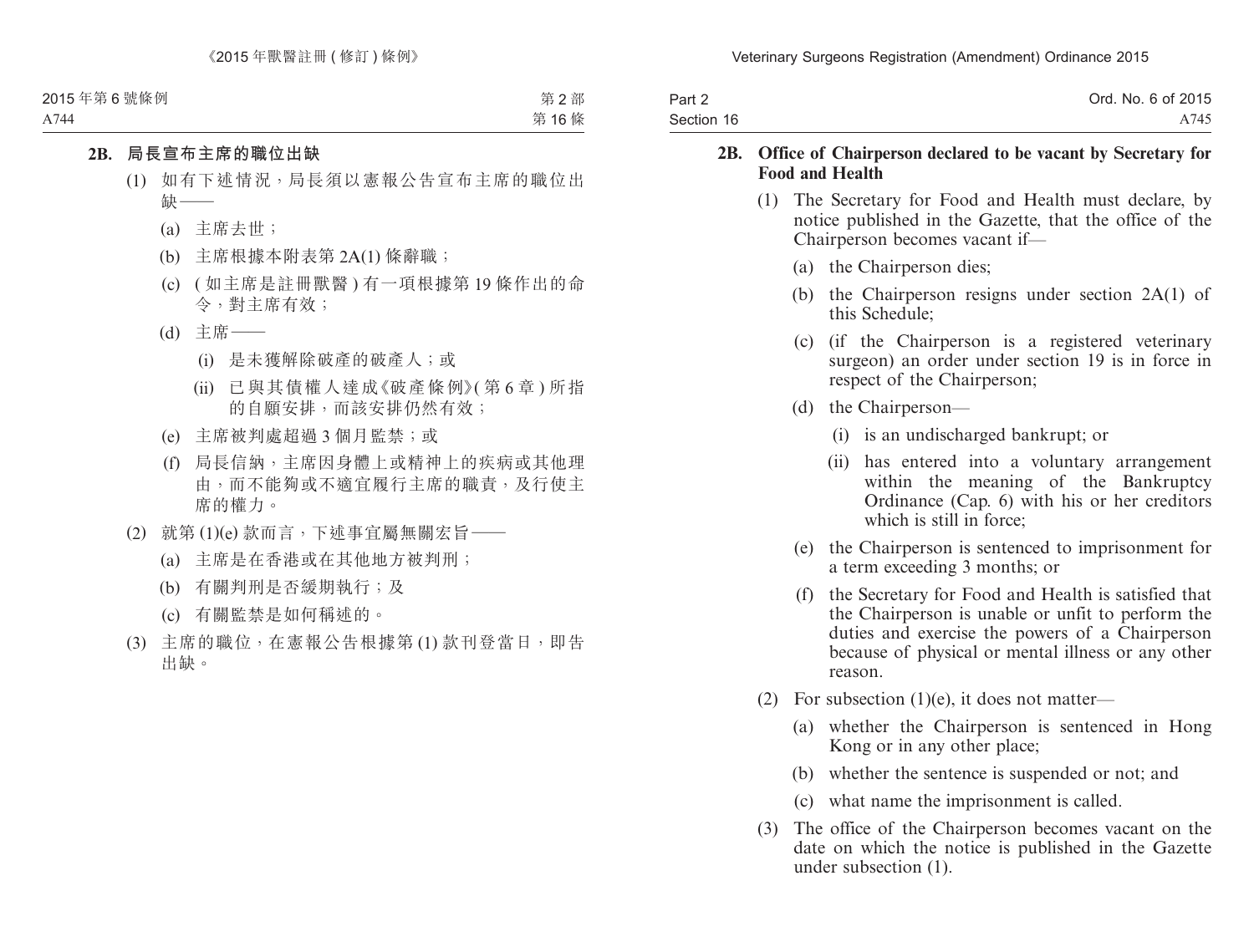**2B. 局長宣布主席的職位出缺**

(1) 如有下述情況，局長須以憲報公告宣布主席的職位出缺——

(a) 主席去世；

(b) 主席根據本附表第 2A(1) 條辭職；

(c) (如主席是註冊獸醫) 有一項根據第 19 條作出的命令，對主席有效；

(d) 主席——

(i) 是未獲解除破產的破產人；或

(ii) 已與其債權人達成《破產條例》(第 6 章) 所指的自願安排，而該安排仍然有效；

(e) 主席被判處超過 3 個月監禁；或

(f) 局長信納，主席因身體上或精神上的疾病或其他理由，而不能夠或不適宜履行主席的職責，及行使主席的權力。

(2) 就第 (1)(e) 款而言，下述事宜屬無關宏旨——

(a) 主席是在香港或在其他地方被判刑；

(b) 有關判刑是否緩期執行；及

(c) 有關監禁是如何稱述的。

(3) 主席的職位，在憲報公告根據第 (1) 款刊登當日，即告出缺。

**2B. Office of Chairperson declared to be vacant by Secretary for Food and Health**

(1) The Secretary for Food and Health must declare, by notice published in the Gazette, that the office of the Chairperson becomes vacant if—

(a) the Chairperson dies;

(b) the Chairperson resigns under section 2A(1) of this Schedule;

(c) (if the Chairperson is a registered veterinary surgeon) an order under section 19 is in force in respect of the Chairperson;

(d) the Chairperson—

(i) is an undischarged bankrupt; or

(ii) has entered into a voluntary arrangement within the meaning of the Bankruptcy Ordinance (Cap. 6) with his or her creditors which is still in force;

(e) the Chairperson is sentenced to imprisonment for a term exceeding 3 months; or

(f) the Secretary for Food and Health is satisfied that the Chairperson is unable or unfit to perform the duties and exercise the powers of a Chairperson because of physical or mental illness or any other reason.

(2) For subsection (1)(e), it does not matter—

(a) whether the Chairperson is sentenced in Hong Kong or in any other place;

(b) whether the sentence is suspended or not; and

(c) what name the imprisonment is called.

(3) The office of the Chairperson becomes vacant on the date on which the notice is published in the Gazette under subsection (1).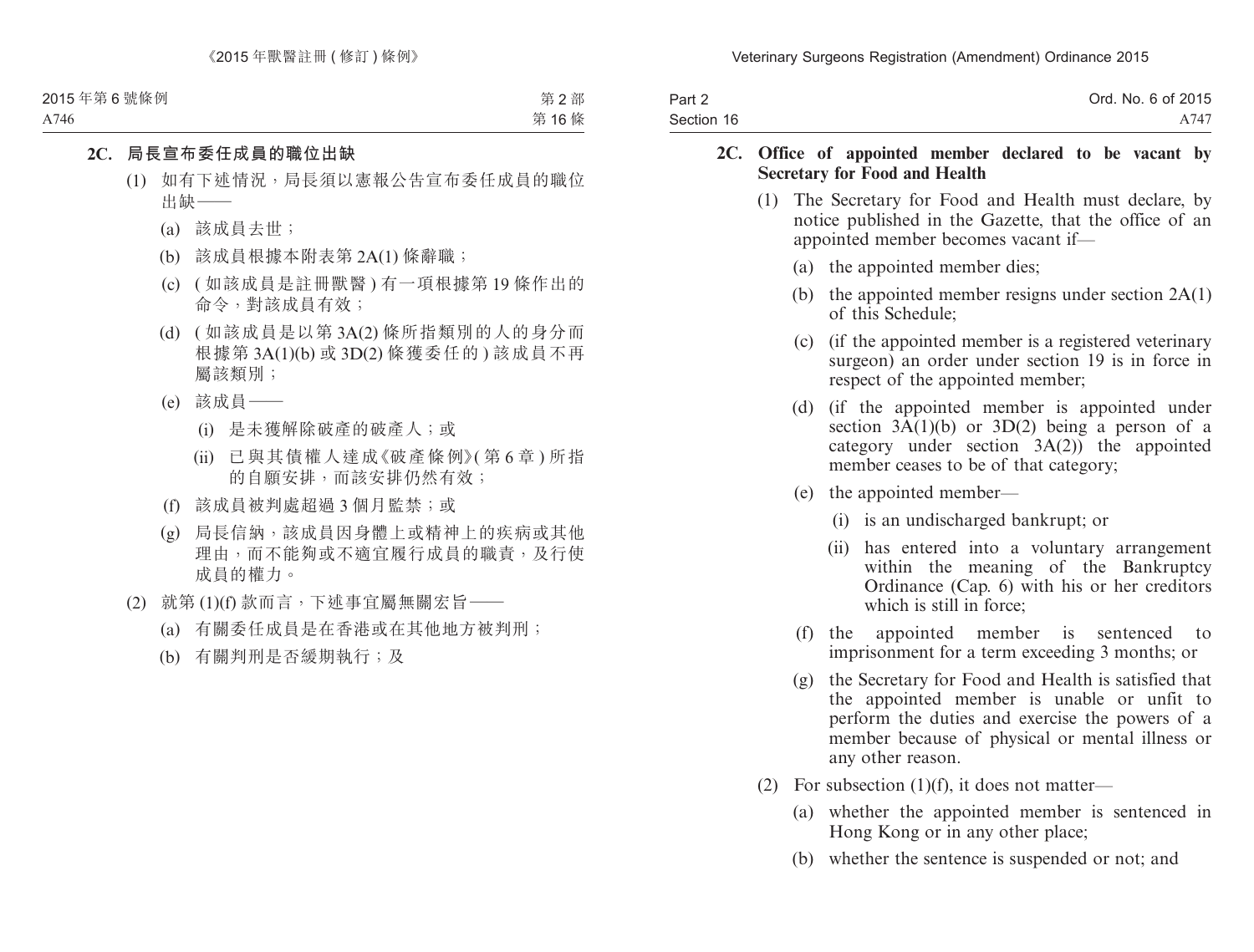### 2C. 局長宣布委任成員的職位出缺

(1) 如有下述情況，局長須以憲報公告宣布委任成員的職位出缺——

(a) 該成員去世；

(b) 該成員根據本附表第 2A(1) 條辭職；

(c) (如該成員是註冊獸醫) 有一項根據第 19 條作出的命令，對該成員有效；

(d) (如該成員是以第 3A(2) 條所指類別的人的身分而根據第 3A(1)(b) 或 3D(2) 條獲委任的) 該成員不再屬該類別；

(e) 該成員——

(i) 是未獲解除破產的破產人；或

(ii) 已與其債權人達成《破產條例》(第 6 章) 所指的自願安排，而該安排仍然有效；

(f) 該成員被判處超過 3 個月監禁；或

(g) 局長信納，該成員因身體上或精神上的疾病或其他理由，而不能夠或不適宜履行成員的職責，及行使成員的權力。

(2) 就第 (1)(f) 款而言，下述事宜屬無關宏旨——

(a) 有關委任成員是在香港或在其他地方被判刑；

(b) 有關判刑是否緩期執行；及

### 2C. Office of appointed member declared to be vacant by Secretary for Food and Health

(1) The Secretary for Food and Health must declare, by notice published in the Gazette, that the office of an appointed member becomes vacant if—

(a) the appointed member dies;

(b) the appointed member resigns under section 2A(1) of this Schedule;

(c) (if the appointed member is a registered veterinary surgeon) an order under section 19 is in force in respect of the appointed member;

(d) (if the appointed member is appointed under section 3A(1)(b) or 3D(2) being a person of a category under section 3A(2)) the appointed member ceases to be of that category;

(e) the appointed member—

(i) is an undischarged bankrupt; or

(ii) has entered into a voluntary arrangement within the meaning of the Bankruptcy Ordinance (Cap. 6) with his or her creditors which is still in force;

(f) the appointed member is sentenced to imprisonment for a term exceeding 3 months; or

(g) the Secretary for Food and Health is satisfied that the appointed member is unable or unfit to perform the duties and exercise the powers of a member because of physical or mental illness or any other reason.

(2) For subsection (1)(f), it does not matter—

(a) whether the appointed member is sentenced in Hong Kong or in any other place;

(b) whether the sentence is suspended or not; and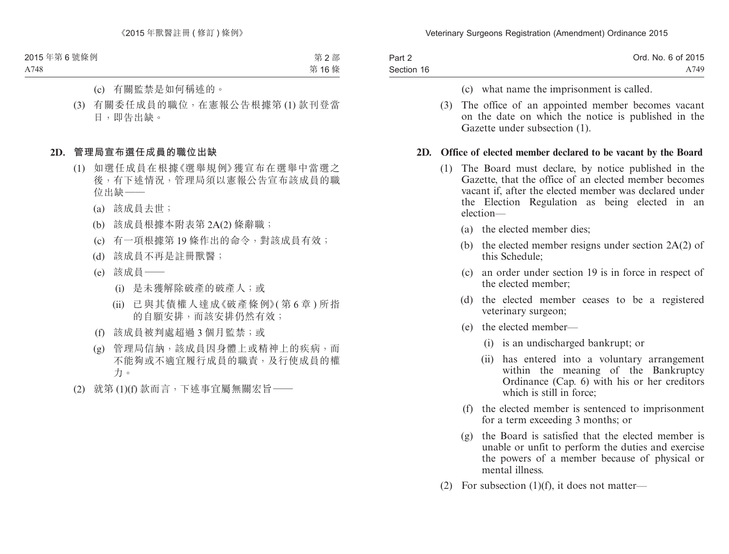(c) 有關監禁是如何稱述的。

(3) 有關委任成員的職位，在憲報公告根據第 (1) 款刊登當日，即告出缺。

### 2D. 管理局宣布選任成員的職位出缺

(1) 如選任成員在根據《選舉規例》獲宣布在選舉中當選之後，有下述情況，管理局須以憲報公告宣布該成員的職位出缺——

(a) 該成員去世；

(b) 該成員根據本附表第 2A(2) 條辭職；

(c) 有一項根據第 19 條作出的命令，對該成員有效；

(d) 該成員不再是註冊獸醫；

(e) 該成員——

(i) 是未獲解除破產的破產人；或

(ii) 已與其債權人達成《破產條例》(第 6 章) 所指的自願安排，而該安排仍然有效；

(f) 該成員被判處超過 3 個月監禁；或

(g) 管理局信納，該成員因身體上或精神上的疾病，而不能夠或不適宜履行成員的職責，及行使成員的權力。

(2) 就第 (1)(f) 款而言，下述事宜屬無關宏旨——

(c) what name the imprisonment is called.

(3) The office of an appointed member becomes vacant on the date on which the notice is published in the Gazette under subsection (1).

### 2D. Office of elected member declared to be vacant by the Board

(1) The Board must declare, by notice published in the Gazette, that the office of an elected member becomes vacant if, after the elected member was declared under the Election Regulation as being elected in an election—

(a) the elected member dies;

(b) the elected member resigns under section 2A(2) of this Schedule;

(c) an order under section 19 is in force in respect of the elected member;

(d) the elected member ceases to be a registered veterinary surgeon;

(e) the elected member—

(i) is an undischarged bankrupt; or

(ii) has entered into a voluntary arrangement within the meaning of the Bankruptcy Ordinance (Cap. 6) with his or her creditors which is still in force;

(f) the elected member is sentenced to imprisonment for a term exceeding 3 months; or

(g) the Board is satisfied that the elected member is unable or unfit to perform the duties and exercise the powers of a member because of physical or mental illness.

(2) For subsection (1)(f), it does not matter—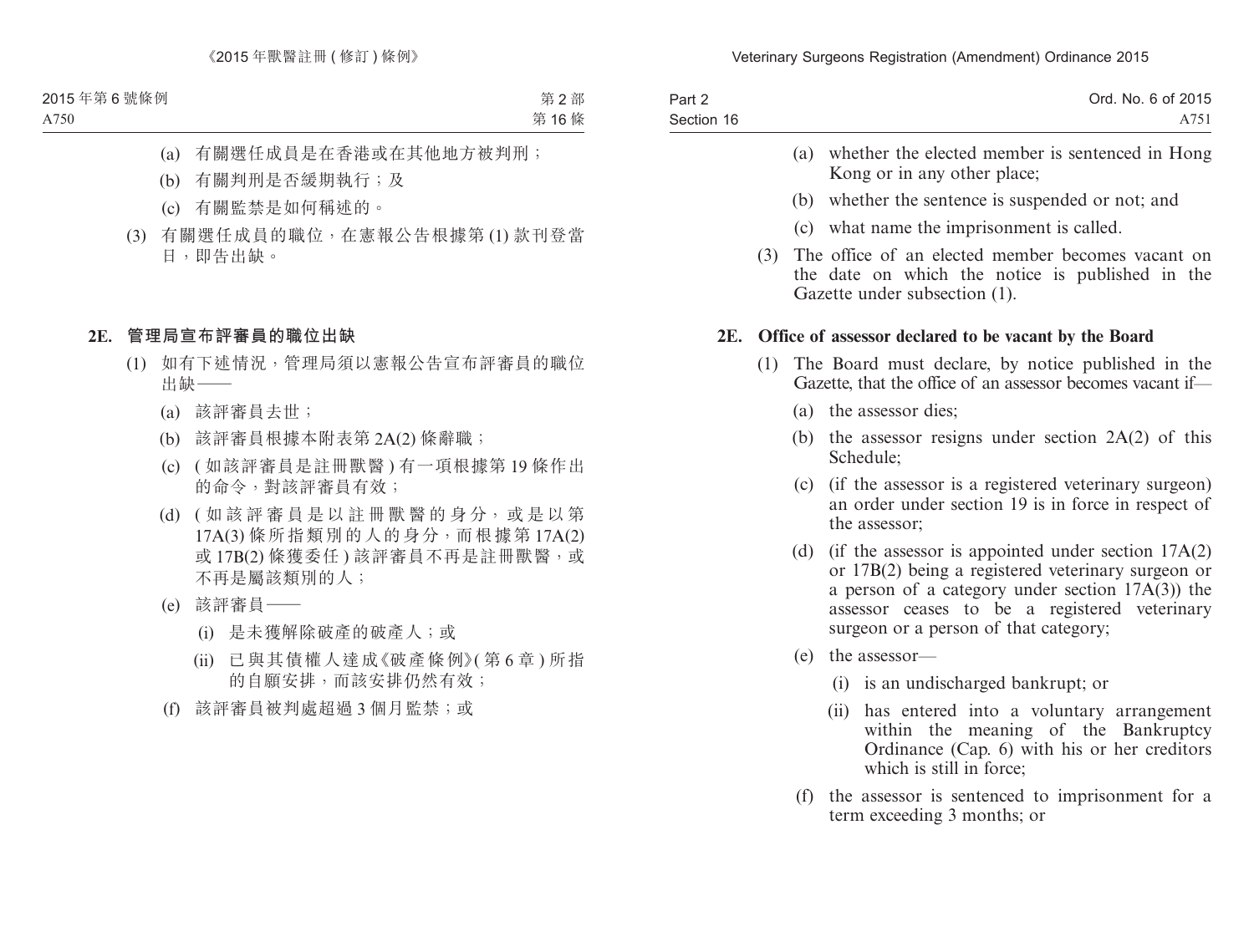(a) 有關選任成員是在香港或在其他地方被判刑；

(b) 有關判刑是否緩期執行；及

(c) 有關監禁是如何稱述的。

(3) 有關選任成員的職位，在憲報公告根據第 (1) 款刊登當日，即告出缺。

**2E. 管理局宣布評審員的職位出缺**

(1) 如有下述情況，管理局須以憲報公告宣布評審員的職位出缺——

(a) 該評審員去世；

(b) 該評審員根據本附表第 2A(2) 條辭職；

(c) (如該評審員是註冊獸醫) 有一項根據第 19 條作出的命令，對該評審員有效；

(d) (如該評審員是以註冊獸醫的身分，或是以第 17A(3) 條所指類別的人的身分，而根據第 17A(2) 或 17B(2) 條獲委任) 該評審員不再是註冊獸醫，或不再是屬該類別的人；

(e) 該評審員——

(i) 是未獲解除破產的破產人；或

(ii) 已與其債權人達成《破產條例》(第 6 章) 所指的自願安排，而該安排仍然有效；

(f) 該評審員被判處超過 3 個月監禁；或

(a) whether the elected member is sentenced in Hong Kong or in any other place;

(b) whether the sentence is suspended or not; and

(c) what name the imprisonment is called.

(3) The office of an elected member becomes vacant on the date on which the notice is published in the Gazette under subsection (1).

**2E. Office of assessor declared to be vacant by the Board**

(1) The Board must declare, by notice published in the Gazette, that the office of an assessor becomes vacant if—

(a) the assessor dies;

(b) the assessor resigns under section 2A(2) of this Schedule;

(c) (if the assessor is a registered veterinary surgeon) an order under section 19 is in force in respect of the assessor;

(d) (if the assessor is appointed under section 17A(2) or 17B(2) being a registered veterinary surgeon or a person of a category under section 17A(3)) the assessor ceases to be a registered veterinary surgeon or a person of that category;

(e) the assessor—

(i) is an undischarged bankrupt; or

(ii) has entered into a voluntary arrangement within the meaning of the Bankruptcy Ordinance (Cap. 6) with his or her creditors which is still in force;

(f) the assessor is sentenced to imprisonment for a term exceeding 3 months; or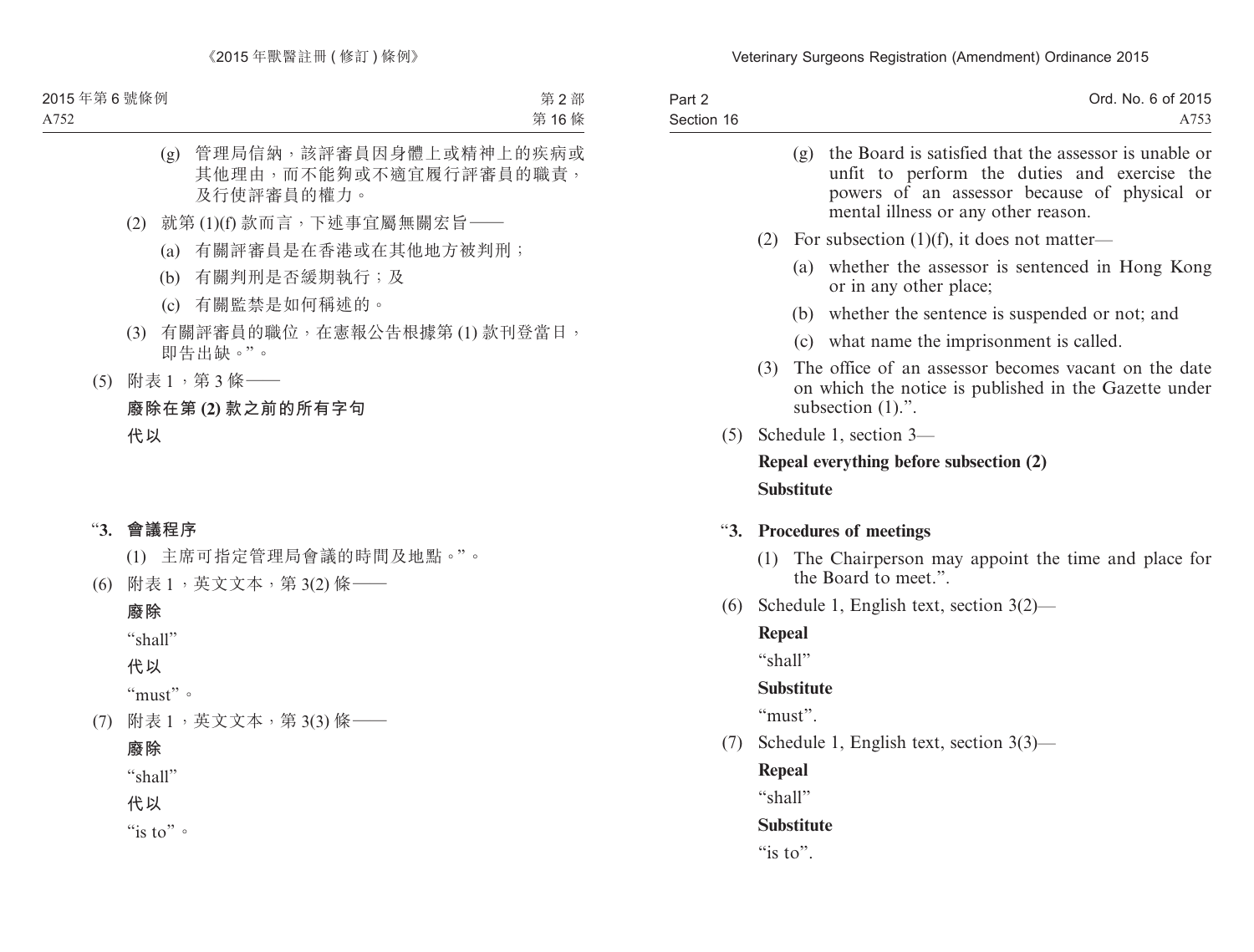(g) 管理局信納，該評審員因身體上或精神上的疾病或其他理由，而不能夠或不適宜履行評審員的職責，及行使評審員的權力。

(2) 就第 (1)(f) 款而言，下述事宜屬無關宏旨——

(a) 有關評審員是在香港或在其他地方被判刑；

(b) 有關判刑是否緩期執行；及

(c) 有關監禁是如何稱述的。

(3) 有關評審員的職位，在憲報公告根據第 (1) 款刊登當日，即告出缺。”。

(5) 附表 1，第 3 條——

**廢除在第 (2) 款之前的所有字句**

**代以**

“**3. 會議程序**

(1) 主席可指定管理局會議的時間及地點。”。

(6) 附表 1，英文文本，第 3(2) 條——

**廢除**

“shall”

**代以**

“must”。

(7) 附表 1，英文文本，第 3(3) 條——

**廢除**

“shall”

**代以**

“is to”。

(g) the Board is satisfied that the assessor is unable or unfit to perform the duties and exercise the powers of an assessor because of physical or mental illness or any other reason.

(2) For subsection (1)(f), it does not matter—

(a) whether the assessor is sentenced in Hong Kong or in any other place;

(b) whether the sentence is suspended or not; and

(c) what name the imprisonment is called.

(3) The office of an assessor becomes vacant on the date on which the notice is published in the Gazette under subsection (1).”.

(5) Schedule 1, section 3—

**Repeal everything before subsection (2)**

**Substitute**

“**3. Procedures of meetings**

(1) The Chairperson may appoint the time and place for the Board to meet.”.

(6) Schedule 1, English text, section 3(2)—

**Repeal**

“shall”

**Substitute**

“must”.

(7) Schedule 1, English text, section 3(3)—

**Repeal**

“shall”

**Substitute**

“is to”.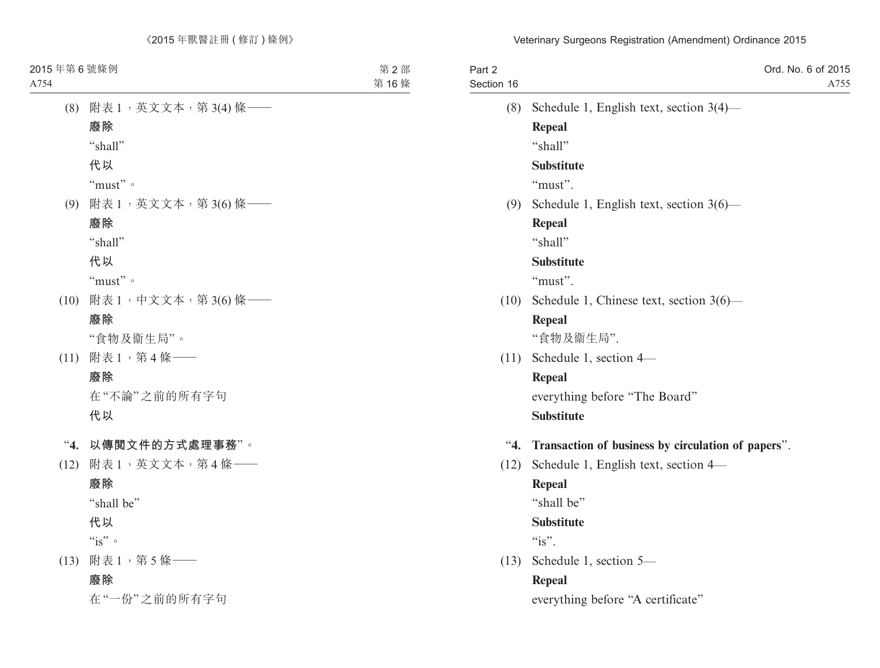(8) 附表 1，英文文本，第 3(4) 條——

**廢除**

“shall”

**代以**

“must”。

(9) 附表 1，英文文本，第 3(6) 條——

**廢除**

“shall”

**代以**

“must”。

(10) 附表 1，中文文本，第 3(6) 條——

**廢除**

“食物及衞生局”。

(11) 附表 1，第 4 條——

**廢除**

在“不論”之前的所有字句

**代以**

“**4. 以傳閱文件的方式處理事務**”。

(12) 附表 1，英文文本，第 4 條——

**廢除**

“shall be”

**代以**

“is”。

(13) 附表 1，第 5 條——

**廢除**

在“一份”之前的所有字句

(8) Schedule 1, English text, section 3(4)—

**Repeal**

“shall”

**Substitute**

“must”.

(9) Schedule 1, English text, section 3(6)—

**Repeal**

“shall”

**Substitute**

“must”.

(10) Schedule 1, Chinese text, section 3(6)—

**Repeal**

“食物及衞生局”.

(11) Schedule 1, section 4—

**Repeal**

everything before “The Board”

**Substitute**

“**4. Transaction of business by circulation of papers**”.

(12) Schedule 1, English text, section 4—

**Repeal**

“shall be”

**Substitute**

“is”.

(13) Schedule 1, section 5—

**Repeal**

everything before “A certificate”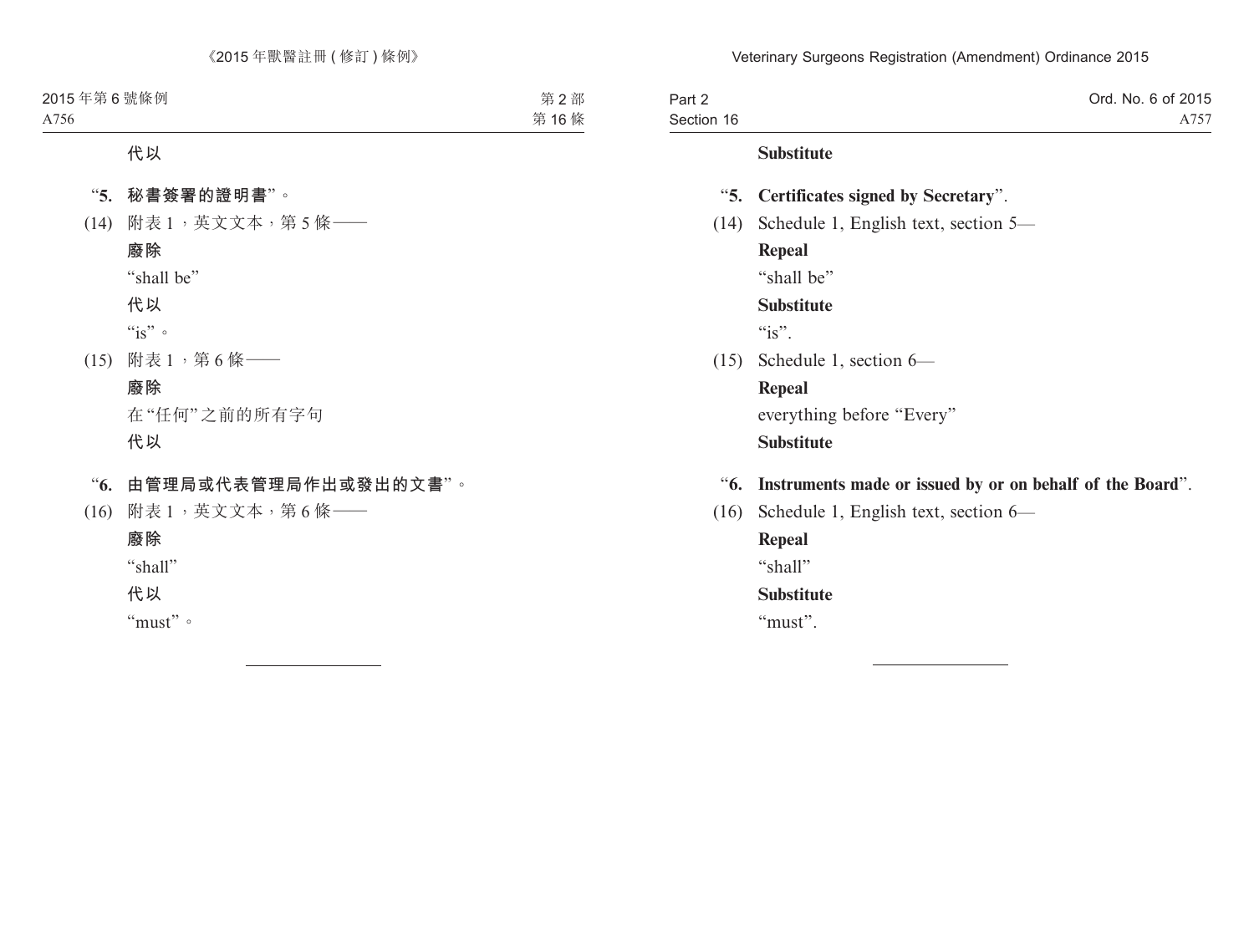代以

“**5. 秘書簽署的證明書**”。

(14) 附表 1，英文文本，第 5 條——

**廢除**

“shall be”

**代以**

“is”。

(15) 附表 1，第 6 條——

**廢除**

在“任何”之前的所有字句

**代以**

“**6. 由管理局或代表管理局作出或發出的文書**”。

(16) 附表 1，英文文本，第 6 條——

**廢除**

“shall”

**代以**

“must”。

---

**Substitute**

“**5. Certificates signed by Secretary**”.

(14) Schedule 1, English text, section 5—

**Repeal**

“shall be”

**Substitute**

“is”.

(15) Schedule 1, section 6—

**Repeal**

everything before “Every”

**Substitute**

“**6. Instruments made or issued by or on behalf of the Board**”.

(16) Schedule 1, English text, section 6—

**Repeal**

“shall”

**Substitute**

“must”.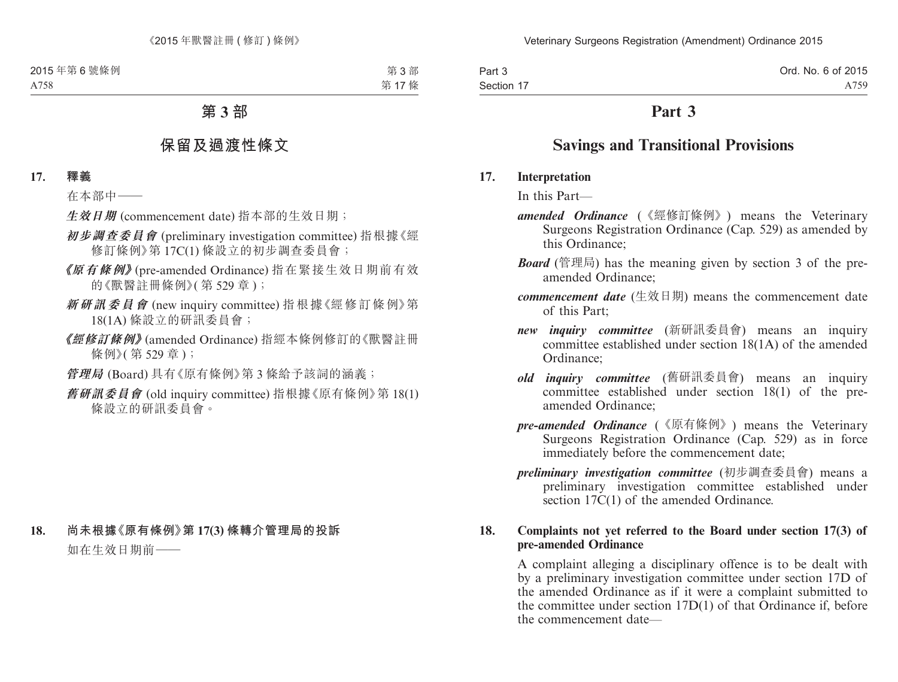# 第 3 部

## 保留及過渡性條文

### 17. 釋義

在本部中——

***生效日期*** (commencement date) 指本部的生效日期；

***初步調查委員會*** (preliminary investigation committee) 指根據《經修訂條例》第 17C(1) 條設立的初步調查委員會；

***《原有條例》*** (pre-amended Ordinance) 指在緊接生效日期前有效的《獸醫註冊條例》(第 529 章)；

***新研訊委員會*** (new inquiry committee) 指根據《經修訂條例》第 18(1A) 條設立的研訊委員會；

***《經修訂條例》*** (amended Ordinance) 指經本條例修訂的《獸醫註冊條例》(第 529 章)；

***管理局*** (Board) 具有《原有條例》第 3 條給予該詞的涵義；

***舊研訊委員會*** (old inquiry committee) 指根據《原有條例》第 18(1) 條設立的研訊委員會。

### 18. 尚未根據《原有條例》第 17(3) 條轉介管理局的投訴

如在生效日期前——

# Part 3

## Savings and Transitional Provisions

### 17. Interpretation

In this Part—

***amended Ordinance*** (《經修訂條例》) means the Veterinary Surgeons Registration Ordinance (Cap. 529) as amended by this Ordinance;

***Board*** (管理局) has the meaning given by section 3 of the pre-amended Ordinance;

***commencement date*** (生效日期) means the commencement date of this Part;

***new inquiry committee*** (新研訊委員會) means an inquiry committee established under section 18(1A) of the amended Ordinance;

***old inquiry committee*** (舊研訊委員會) means an inquiry committee established under section 18(1) of the pre-amended Ordinance;

***pre-amended Ordinance*** (《原有條例》) means the Veterinary Surgeons Registration Ordinance (Cap. 529) as in force immediately before the commencement date;

***preliminary investigation committee*** (初步調查委員會) means a preliminary investigation committee established under section 17C(1) of the amended Ordinance.

### 18. Complaints not yet referred to the Board under section 17(3) of pre-amended Ordinance

A complaint alleging a disciplinary offence is to be dealt with by a preliminary investigation committee under section 17D of the amended Ordinance as if it were a complaint submitted to the committee under section 17D(1) of that Ordinance if, before the commencement date—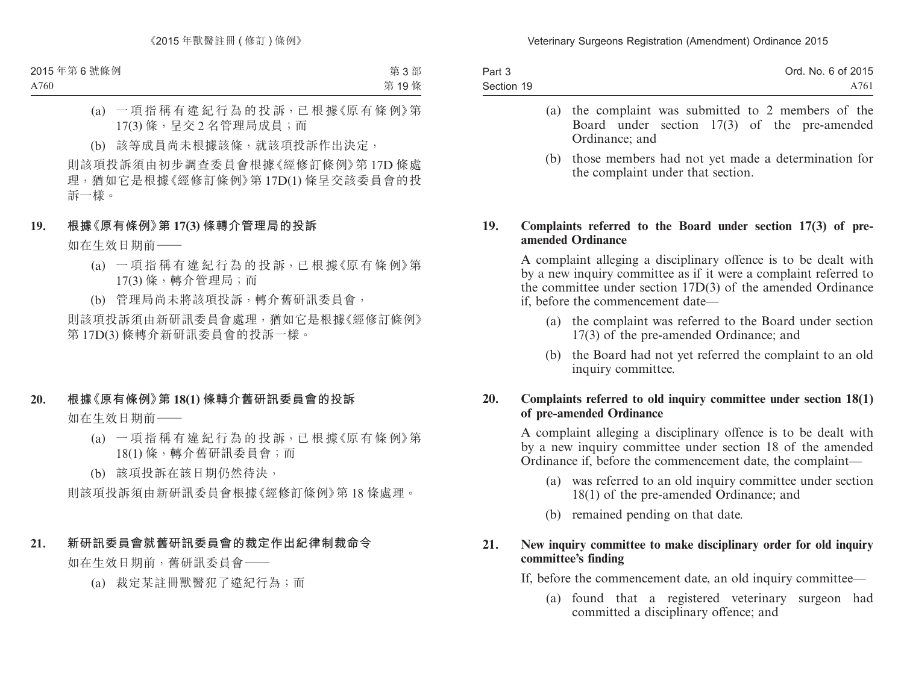(a) 一項指稱有違紀行為的投訴，已根據《原有條例》第 17(3) 條，呈交 2 名管理局成員；而

(b) 該等成員尚未根據該條，就該項投訴作出決定，

則該項投訴須由初步調查委員會根據《經修訂條例》第 17D 條處理，猶如它是根據《經修訂條例》第 17D(1) 條呈交該委員會的投訴一樣。

**19. 根據《原有條例》第 17(3) 條轉介管理局的投訴**

如在生效日期前——

(a) 一項指稱有違紀行為的投訴，已根據《原有條例》第 17(3) 條，轉介管理局；而

(b) 管理局尚未將該項投訴，轉介舊研訊委員會，

則該項投訴須由新研訊委員會處理，猶如它是根據《經修訂條例》第 17D(3) 條轉介新研訊委員會的投訴一樣。

**20. 根據《原有條例》第 18(1) 條轉介舊研訊委員會的投訴**

如在生效日期前——

(a) 一項指稱有違紀行為的投訴，已根據《原有條例》第 18(1) 條，轉介舊研訊委員會；而

(b) 該項投訴在該日期仍然待決，

則該項投訴須由新研訊委員會根據《經修訂條例》第 18 條處理。

**21. 新研訊委員會就舊研訊委員會的裁定作出紀律制裁命令**

如在生效日期前，舊研訊委員會——

(a) 裁定某註冊獸醫犯了違紀行為；而

---

(a) the complaint was submitted to 2 members of the Board under section 17(3) of the pre-amended Ordinance; and

(b) those members had not yet made a determination for the complaint under that section.

**19. Complaints referred to the Board under section 17(3) of pre-amended Ordinance**

A complaint alleging a disciplinary offence is to be dealt with by a new inquiry committee as if it were a complaint referred to the committee under section 17D(3) of the amended Ordinance if, before the commencement date—

(a) the complaint was referred to the Board under section 17(3) of the pre-amended Ordinance; and

(b) the Board had not yet referred the complaint to an old inquiry committee.

**20. Complaints referred to old inquiry committee under section 18(1) of pre-amended Ordinance**

A complaint alleging a disciplinary offence is to be dealt with by a new inquiry committee under section 18 of the amended Ordinance if, before the commencement date, the complaint—

(a) was referred to an old inquiry committee under section 18(1) of the pre-amended Ordinance; and

(b) remained pending on that date.

**21. New inquiry committee to make disciplinary order for old inquiry committee's finding**

If, before the commencement date, an old inquiry committee—

(a) found that a registered veterinary surgeon had committed a disciplinary offence; and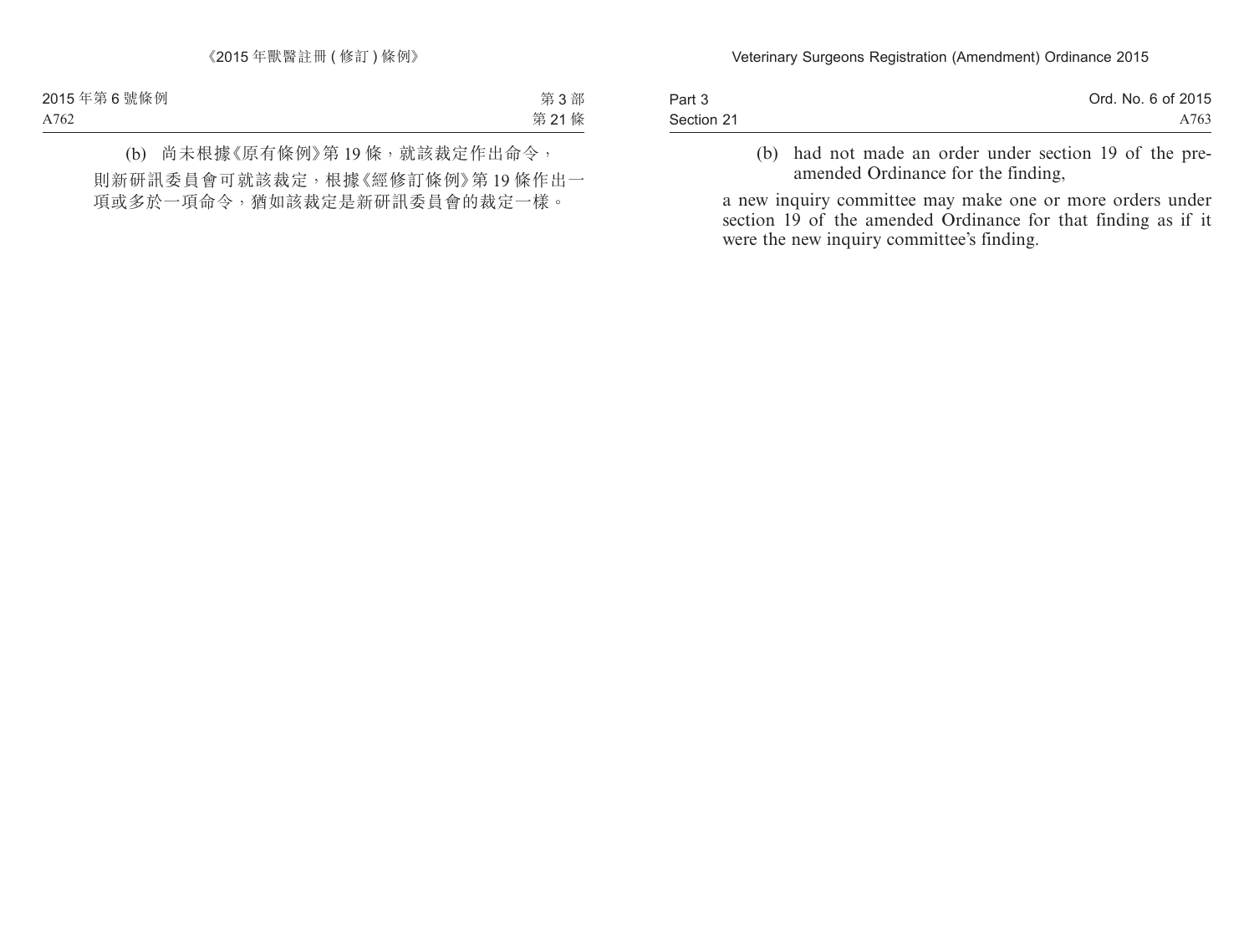(b) 尚未根據《原有條例》第 19 條，就該裁定作出命令，

則新研訊委員會可就該裁定，根據《經修訂條例》第 19 條作出一項或多於一項命令，猶如該裁定是新研訊委員會的裁定一樣。

(b) had not made an order under section 19 of the pre-amended Ordinance for the finding,

a new inquiry committee may make one or more orders under section 19 of the amended Ordinance for that finding as if it were the new inquiry committee's finding.